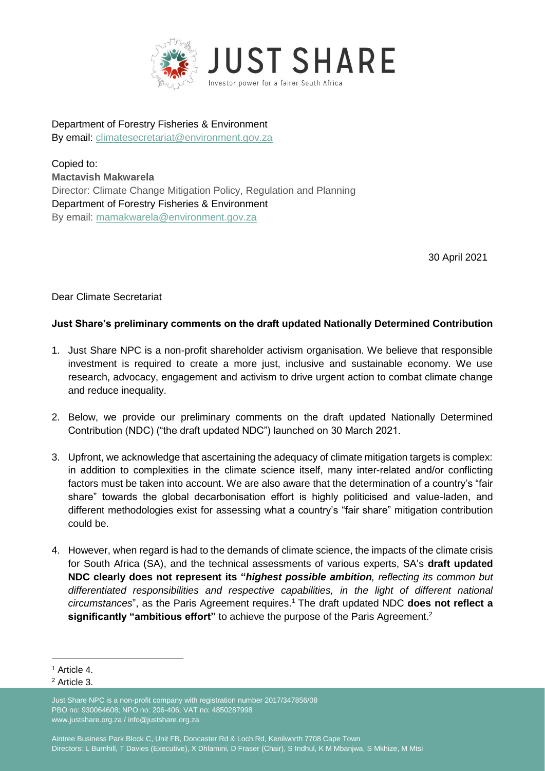JUST SHARE

Investor power for a fairer South Africa

Department of Forestry Fisheries & Environment
By email: climatesecretariat@environment.gov.za

Copied to:
**Mactavish Makwarela**
Director: Climate Change Mitigation Policy, Regulation and Planning
Department of Forestry Fisheries & Environment
By email: mamakwarela@environment.gov.za

30 April 2021

Dear Climate Secretariat

**Just Share's preliminary comments on the draft updated Nationally Determined Contribution**

1. Just Share NPC is a non-profit shareholder activism organisation. We believe that responsible investment is required to create a more just, inclusive and sustainable economy. We use research, advocacy, engagement and activism to drive urgent action to combat climate change and reduce inequality.

2. Below, we provide our preliminary comments on the draft updated Nationally Determined Contribution (NDC) ("the draft updated NDC") launched on 30 March 2021.

3. Upfront, we acknowledge that ascertaining the adequacy of climate mitigation targets is complex: in addition to complexities in the climate science itself, many inter-related and/or conflicting factors must be taken into account. We are also aware that the determination of a country's "fair share" towards the global decarbonisation effort is highly politicised and value-laden, and different methodologies exist for assessing what a country's "fair share" mitigation contribution could be.

4. However, when regard is had to the demands of climate science, the impacts of the climate crisis for South Africa (SA), and the technical assessments of various experts, SA's **draft updated NDC clearly does not represent its "*highest possible ambition*, *reflecting its common but differentiated responsibilities and respective capabilities, in the light of different national circumstances*"**, as the Paris Agreement requires.[1] The draft updated NDC **does not reflect a significantly "ambitious effort"** to achieve the purpose of the Paris Agreement.[2]

[1] Article 4.

[2] Article 3.

Just Share NPC is a non-profit company with registration number 2017/347856/08
PBO no: 930064608; NPO no: 206-406; VAT no: 4850287998
www.justshare.org.za / info@justshare.org.za

Aintree Business Park Block C, Unit FB, Doncaster Rd & Loch Rd, Kenilworth 7708 Cape Town
Directors: L Burnhill, T Davies (Executive), X Dhlamini, D Fraser (Chair), S Indhul, K M Mbanjwa, S Mkhize, M Mtsi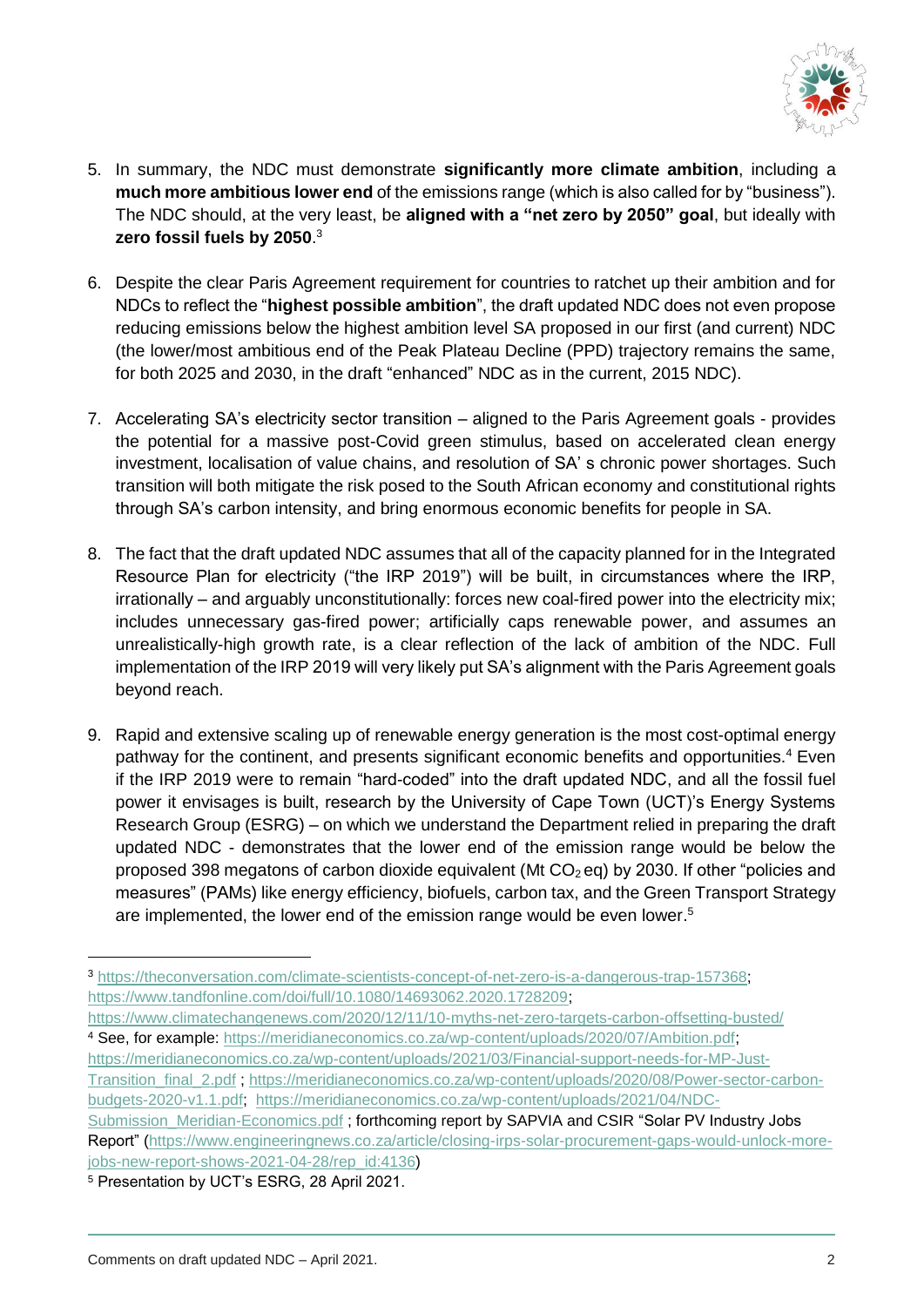5. In summary, the NDC must demonstrate **significantly more climate ambition**, including a **much more ambitious lower end** of the emissions range (which is also called for by "business"). The NDC should, at the very least, be **aligned with a "net zero by 2050" goal**, but ideally with **zero fossil fuels by 2050**.[3]

6. Despite the clear Paris Agreement requirement for countries to ratchet up their ambition and for NDCs to reflect the "**highest possible ambition**", the draft updated NDC does not even propose reducing emissions below the highest ambition level SA proposed in our first (and current) NDC (the lower/most ambitious end of the Peak Plateau Decline (PPD) trajectory remains the same, for both 2025 and 2030, in the draft "enhanced" NDC as in the current, 2015 NDC).

7. Accelerating SA's electricity sector transition – aligned to the Paris Agreement goals - provides the potential for a massive post-Covid green stimulus, based on accelerated clean energy investment, localisation of value chains, and resolution of SA' s chronic power shortages. Such transition will both mitigate the risk posed to the South African economy and constitutional rights through SA's carbon intensity, and bring enormous economic benefits for people in SA.

8. The fact that the draft updated NDC assumes that all of the capacity planned for in the Integrated Resource Plan for electricity ("the IRP 2019") will be built, in circumstances where the IRP, irrationally – and arguably unconstitutionally: forces new coal-fired power into the electricity mix; includes unnecessary gas-fired power; artificially caps renewable power, and assumes an unrealistically-high growth rate, is a clear reflection of the lack of ambition of the NDC. Full implementation of the IRP 2019 will very likely put SA's alignment with the Paris Agreement goals beyond reach.

9. Rapid and extensive scaling up of renewable energy generation is the most cost-optimal energy pathway for the continent, and presents significant economic benefits and opportunities.[4] Even if the IRP 2019 were to remain "hard-coded" into the draft updated NDC, and all the fossil fuel power it envisages is built, research by the University of Cape Town (UCT)'s Energy Systems Research Group (ESRG) – on which we understand the Department relied in preparing the draft updated NDC - demonstrates that the lower end of the emission range would be below the proposed 398 megatons of carbon dioxide equivalent (Mt $CO_2$ eq) by 2030. If other "policies and measures" (PAMs) like energy efficiency, biofuels, carbon tax, and the Green Transport Strategy are implemented, the lower end of the emission range would be even lower.[5]

---

[3] https://theconversation.com/climate-scientists-concept-of-net-zero-is-a-dangerous-trap-157368; https://www.tandfonline.com/doi/full/10.1080/14693062.2020.1728209; https://www.climatechangenews.com/2020/12/11/10-myths-net-zero-targets-carbon-offsetting-busted/

[4] See, for example: https://meridianeconomics.co.za/wp-content/uploads/2020/07/Ambition.pdf; https://meridianeconomics.co.za/wp-content/uploads/2021/03/Financial-support-needs-for-MP-Just-Transition_final_2.pdf ; https://meridianeconomics.co.za/wp-content/uploads/2020/08/Power-sector-carbon-budgets-2020-v1.1.pdf; https://meridianeconomics.co.za/wp-content/uploads/2021/04/NDC-Submission_Meridian-Economics.pdf ; forthcoming report by SAPVIA and CSIR "Solar PV Industry Jobs Report" (https://www.engineeringnews.co.za/article/closing-irps-solar-procurement-gaps-would-unlock-more-jobs-new-report-shows-2021-04-28/rep_id:4136)

[5] Presentation by UCT's ESRG, 28 April 2021.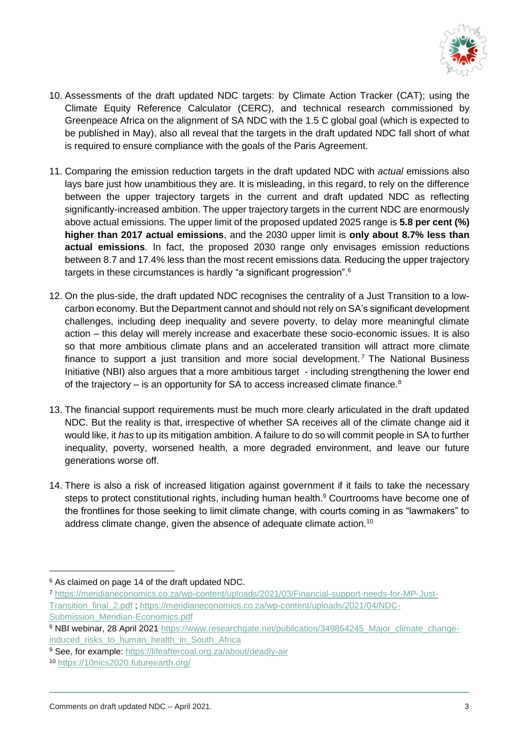10. Assessments of the draft updated NDC targets: by Climate Action Tracker (CAT); using the Climate Equity Reference Calculator (CERC), and technical research commissioned by Greenpeace Africa on the alignment of SA NDC with the 1.5 C global goal (which is expected to be published in May), also all reveal that the targets in the draft updated NDC fall short of what is required to ensure compliance with the goals of the Paris Agreement.

11. Comparing the emission reduction targets in the draft updated NDC with *actual* emissions also lays bare just how unambitious they are. It is misleading, in this regard, to rely on the difference between the upper trajectory targets in the current and draft updated NDC as reflecting significantly-increased ambition. The upper trajectory targets in the current NDC are enormously above actual emissions. The upper limit of the proposed updated 2025 range is **5.8 per cent (%) higher than 2017 actual emissions**, and the 2030 upper limit is **only about 8.7% less than actual emissions**. In fact, the proposed 2030 range only envisages emission reductions between 8.7 and 17.4% less than the most recent emissions data. Reducing the upper trajectory targets in these circumstances is hardly "a significant progression".[6]

12. On the plus-side, the draft updated NDC recognises the centrality of a Just Transition to a low-carbon economy. But the Department cannot and should not rely on SA's significant development challenges, including deep inequality and severe poverty, to delay more meaningful climate action – this delay will merely increase and exacerbate these socio-economic issues. It is also so that more ambitious climate plans and an accelerated transition will attract more climate finance to support a just transition and more social development.[7] The National Business Initiative (NBI) also argues that a more ambitious target - including strengthening the lower end of the trajectory – is an opportunity for SA to access increased climate finance.[8]

13. The financial support requirements must be much more clearly articulated in the draft updated NDC. But the reality is that, irrespective of whether SA receives all of the climate change aid it would like, it *has* to up its mitigation ambition. A failure to do so will commit people in SA to further inequality, poverty, worsened health, a more degraded environment, and leave our future generations worse off.

14. There is also a risk of increased litigation against government if it fails to take the necessary steps to protect constitutional rights, including human health.[9] Courtrooms have become one of the frontlines for those seeking to limit climate change, with courts coming in as "lawmakers" to address climate change, given the absence of adequate climate action.[10]

---

[6] As claimed on page 14 of the draft updated NDC.

[7] https://meridianeconomics.co.za/wp-content/uploads/2021/03/Financial-support-needs-for-MP-Just-Transition_final_2.pdf ; https://meridianeconomics.co.za/wp-content/uploads/2021/04/NDC-Submission_Meridian-Economics.pdf

[8] NBI webinar, 28 April 2021 https://www.researchgate.net/publication/349864245_Major_climate_change-induced_risks_to_human_health_in_South_Africa

[9] See, for example: https://lifeaftercoal.org.za/about/deadly-air

[10] https://10nics2020.futureearth.org/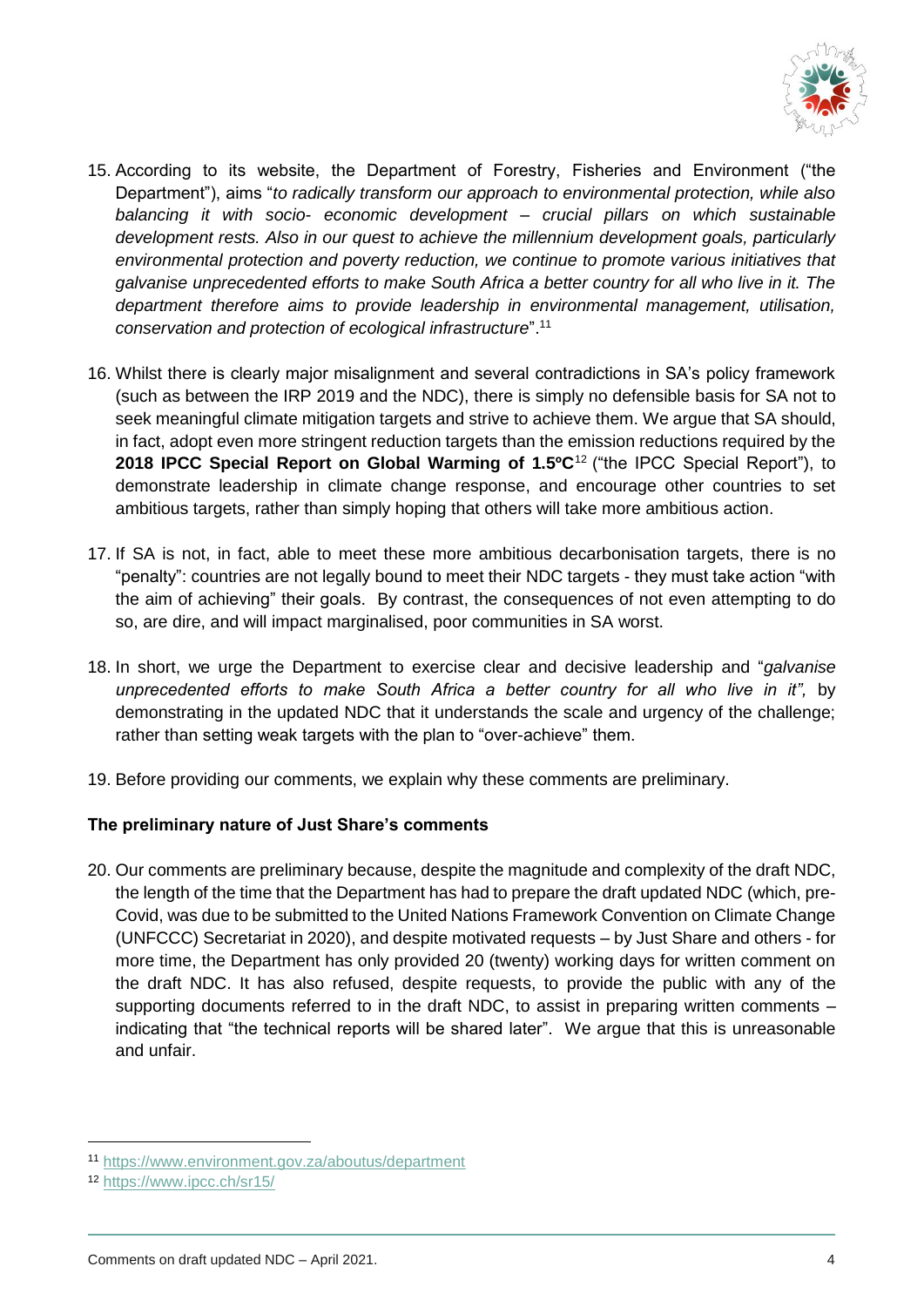15. According to its website, the Department of Forestry, Fisheries and Environment ("the Department"), aims "*to radically transform our approach to environmental protection, while also balancing it with socio- economic development – crucial pillars on which sustainable development rests. Also in our quest to achieve the millennium development goals, particularly environmental protection and poverty reduction, we continue to promote various initiatives that galvanise unprecedented efforts to make South Africa a better country for all who live in it. The department therefore aims to provide leadership in environmental management, utilisation, conservation and protection of ecological infrastructure*".[11]

16. Whilst there is clearly major misalignment and several contradictions in SA's policy framework (such as between the IRP 2019 and the NDC), there is simply no defensible basis for SA not to seek meaningful climate mitigation targets and strive to achieve them. We argue that SA should, in fact, adopt even more stringent reduction targets than the emission reductions required by the **2018 IPCC Special Report on Global Warming of 1.5ºC**[12] ("the IPCC Special Report"), to demonstrate leadership in climate change response, and encourage other countries to set ambitious targets, rather than simply hoping that others will take more ambitious action.

17. If SA is not, in fact, able to meet these more ambitious decarbonisation targets, there is no "penalty": countries are not legally bound to meet their NDC targets - they must take action "with the aim of achieving" their goals. By contrast, the consequences of not even attempting to do so, are dire, and will impact marginalised, poor communities in SA worst.

18. In short, we urge the Department to exercise clear and decisive leadership and "*galvanise unprecedented efforts to make South Africa a better country for all who live in it",* by demonstrating in the updated NDC that it understands the scale and urgency of the challenge; rather than setting weak targets with the plan to "over-achieve" them.

19. Before providing our comments, we explain why these comments are preliminary.

**The preliminary nature of Just Share's comments**

20. Our comments are preliminary because, despite the magnitude and complexity of the draft NDC, the length of the time that the Department has had to prepare the draft updated NDC (which, pre-Covid, was due to be submitted to the United Nations Framework Convention on Climate Change (UNFCCC) Secretariat in 2020), and despite motivated requests – by Just Share and others - for more time, the Department has only provided 20 (twenty) working days for written comment on the draft NDC. It has also refused, despite requests, to provide the public with any of the supporting documents referred to in the draft NDC, to assist in preparing written comments – indicating that "the technical reports will be shared later". We argue that this is unreasonable and unfair.

---

[11] https://www.environment.gov.za/aboutus/department

[12] https://www.ipcc.ch/sr15/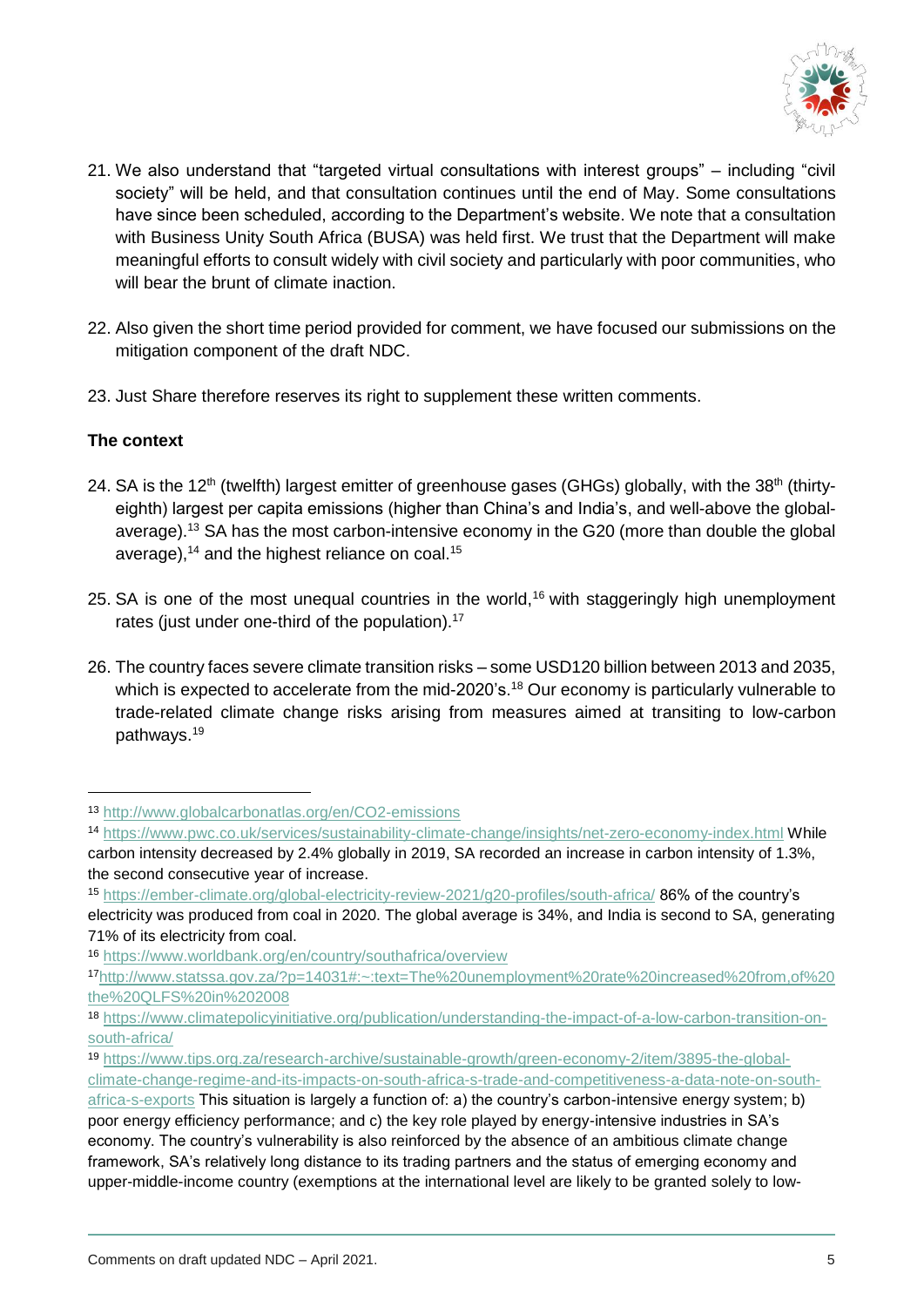21. We also understand that "targeted virtual consultations with interest groups" – including "civil society" will be held, and that consultation continues until the end of May. Some consultations have since been scheduled, according to the Department's website. We note that a consultation with Business Unity South Africa (BUSA) was held first. We trust that the Department will make meaningful efforts to consult widely with civil society and particularly with poor communities, who will bear the brunt of climate inaction.

22. Also given the short time period provided for comment, we have focused our submissions on the mitigation component of the draft NDC.

23. Just Share therefore reserves its right to supplement these written comments.

**The context**

24. SA is the 12th (twelfth) largest emitter of greenhouse gases (GHGs) globally, with the 38th (thirty-eighth) largest per capita emissions (higher than China's and India's, and well-above the global-average).[13] SA has the most carbon-intensive economy in the G20 (more than double the global average),[14] and the highest reliance on coal.[15]

25. SA is one of the most unequal countries in the world,[16] with staggeringly high unemployment rates (just under one-third of the population).[17]

26. The country faces severe climate transition risks – some USD120 billion between 2013 and 2035, which is expected to accelerate from the mid-2020's.[18] Our economy is particularly vulnerable to trade-related climate change risks arising from measures aimed at transiting to low-carbon pathways.[19]

---

[13] http://www.globalcarbonatlas.org/en/CO2-emissions

[14] https://www.pwc.co.uk/services/sustainability-climate-change/insights/net-zero-economy-index.html While carbon intensity decreased by 2.4% globally in 2019, SA recorded an increase in carbon intensity of 1.3%, the second consecutive year of increase.

[15] https://ember-climate.org/global-electricity-review-2021/g20-profiles/south-africa/ 86% of the country's electricity was produced from coal in 2020. The global average is 34%, and India is second to SA, generating 71% of its electricity from coal.

[16] https://www.worldbank.org/en/country/southafrica/overview

[17] http://www.statssa.gov.za/?p=14031#:~:text=The%20unemployment%20rate%20increased%20from,of%20the%20QLFS%20in%202008

[18] https://www.climatepolicyinitiative.org/publication/understanding-the-impact-of-a-low-carbon-transition-on-south-africa/

[19] https://www.tips.org.za/research-archive/sustainable-growth/green-economy-2/item/3895-the-global-climate-change-regime-and-its-impacts-on-south-africa-s-trade-and-competitiveness-a-data-note-on-south-africa-s-exports This situation is largely a function of: a) the country's carbon-intensive energy system; b) poor energy efficiency performance; and c) the key role played by energy-intensive industries in SA's economy. The country's vulnerability is also reinforced by the absence of an ambitious climate change framework, SA's relatively long distance to its trading partners and the status of emerging economy and upper-middle-income country (exemptions at the international level are likely to be granted solely to low-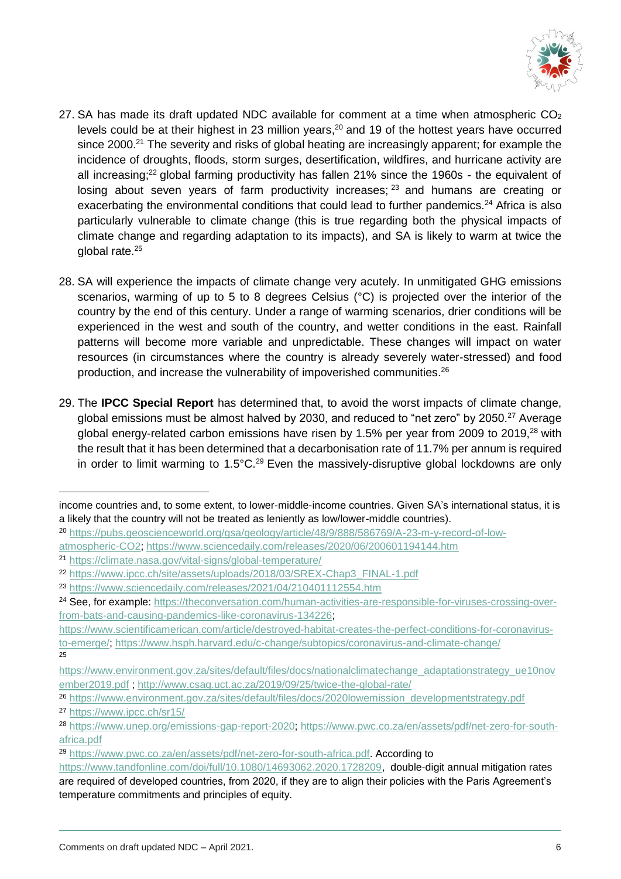27. SA has made its draft updated NDC available for comment at a time when atmospheric $CO_2$ levels could be at their highest in 23 million years,[20] and 19 of the hottest years have occurred since 2000.[21] The severity and risks of global heating are increasingly apparent; for example the incidence of droughts, floods, storm surges, desertification, wildfires, and hurricane activity are all increasing;[22] global farming productivity has fallen 21% since the 1960s - the equivalent of losing about seven years of farm productivity increases;[23] and humans are creating or exacerbating the environmental conditions that could lead to further pandemics.[24] Africa is also particularly vulnerable to climate change (this is true regarding both the physical impacts of climate change and regarding adaptation to its impacts), and SA is likely to warm at twice the global rate.[25]

28. SA will experience the impacts of climate change very acutely. In unmitigated GHG emissions scenarios, warming of up to 5 to 8 degrees Celsius (°C) is projected over the interior of the country by the end of this century. Under a range of warming scenarios, drier conditions will be experienced in the west and south of the country, and wetter conditions in the east. Rainfall patterns will become more variable and unpredictable. These changes will impact on water resources (in circumstances where the country is already severely water-stressed) and food production, and increase the vulnerability of impoverished communities.[26]

29. The **IPCC Special Report** has determined that, to avoid the worst impacts of climate change, global emissions must be almost halved by 2030, and reduced to "net zero" by 2050.[27] Average global energy-related carbon emissions have risen by 1.5% per year from 2009 to 2019,[28] with the result that it has been determined that a decarbonisation rate of 11.7% per annum is required in order to limit warming to 1.5°C.[29] Even the massively-disruptive global lockdowns are only

---

income countries and, to some extent, to lower-middle-income countries. Given SA's international status, it is a likely that the country will not be treated as leniently as low/lower-middle countries).

[20] https://pubs.geoscienceworld.org/gsa/geology/article/48/9/888/586769/A-23-m-y-record-of-low-atmospheric-CO2; https://www.sciencedaily.com/releases/2020/06/200601194144.htm

[21] https://climate.nasa.gov/vital-signs/global-temperature/

[22] https://www.ipcc.ch/site/assets/uploads/2018/03/SREX-Chap3_FINAL-1.pdf

[23] https://www.sciencedaily.com/releases/2021/04/210401112554.htm

[24] See, for example: https://theconversation.com/human-activities-are-responsible-for-viruses-crossing-over-from-bats-and-causing-pandemics-like-coronavirus-134226; https://www.scientificamerican.com/article/destroyed-habitat-creates-the-perfect-conditions-for-coronavirus-to-emerge/; https://www.hsph.harvard.edu/c-change/subtopics/coronavirus-and-climate-change/

[25] https://www.environment.gov.za/sites/default/files/docs/nationalclimatechange_adaptationstrategy_ue10november2019.pdf ; http://www.csag.uct.ac.za/2019/09/25/twice-the-global-rate/

[26] https://www.environment.gov.za/sites/default/files/docs/2020lowemission_developmentstrategy.pdf

[27] https://www.ipcc.ch/sr15/

[28] https://www.unep.org/emissions-gap-report-2020; https://www.pwc.co.za/en/assets/pdf/net-zero-for-south-africa.pdf

[29] https://www.pwc.co.za/en/assets/pdf/net-zero-for-south-africa.pdf. According to https://www.tandfonline.com/doi/full/10.1080/14693062.2020.1728209, double-digit annual mitigation rates are required of developed countries, from 2020, if they are to align their policies with the Paris Agreement's temperature commitments and principles of equity.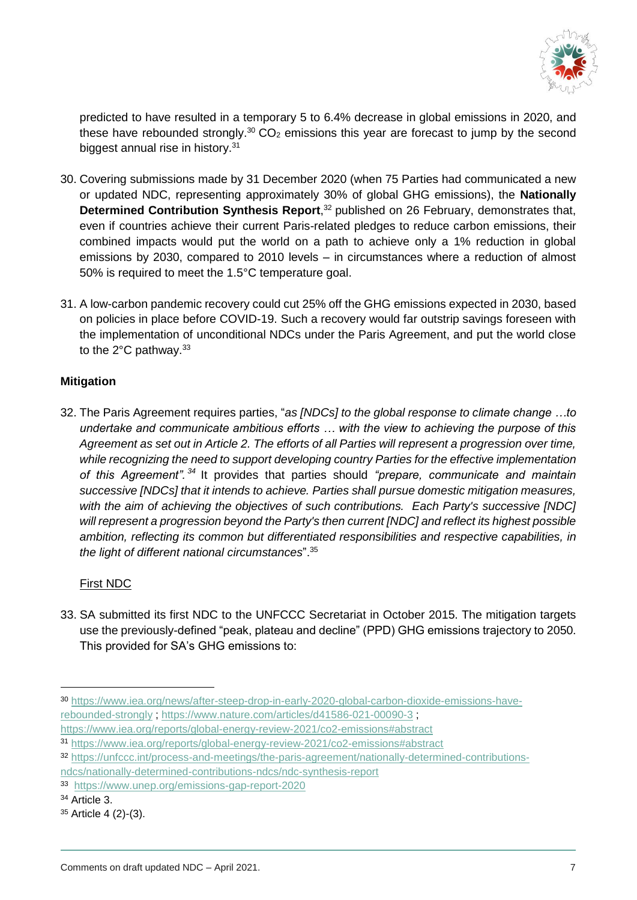predicted to have resulted in a temporary 5 to 6.4% decrease in global emissions in 2020, and these have rebounded strongly.[30] $CO_2$ emissions this year are forecast to jump by the second biggest annual rise in history.[31]

30. Covering submissions made by 31 December 2020 (when 75 Parties had communicated a new or updated NDC, representing approximately 30% of global GHG emissions), the **Nationally Determined Contribution Synthesis Report**,[32] published on 26 February, demonstrates that, even if countries achieve their current Paris-related pledges to reduce carbon emissions, their combined impacts would put the world on a path to achieve only a 1% reduction in global emissions by 2030, compared to 2010 levels – in circumstances where a reduction of almost 50% is required to meet the 1.5°C temperature goal.

31. A low-carbon pandemic recovery could cut 25% off the GHG emissions expected in 2030, based on policies in place before COVID-19. Such a recovery would far outstrip savings foreseen with the implementation of unconditional NDCs under the Paris Agreement, and put the world close to the 2°C pathway.[33]

**Mitigation**

32. The Paris Agreement requires parties, "*as [NDCs] to the global response to climate change …to undertake and communicate ambitious efforts … with the view to achieving the purpose of this Agreement as set out in Article 2. The efforts of all Parties will represent a progression over time, while recognizing the need to support developing country Parties for the effective implementation of this Agreement".*[34] It provides that parties should *"prepare, communicate and maintain successive [NDCs] that it intends to achieve. Parties shall pursue domestic mitigation measures, with the aim of achieving the objectives of such contributions. Each Party's successive [NDC] will represent a progression beyond the Party's then current [NDC] and reflect its highest possible ambition, reflecting its common but differentiated responsibilities and respective capabilities, in the light of different national circumstances*".[35]

First NDC

33. SA submitted its first NDC to the UNFCCC Secretariat in October 2015. The mitigation targets use the previously-defined "peak, plateau and decline" (PPD) GHG emissions trajectory to 2050. This provided for SA's GHG emissions to:

---

[30] https://www.iea.org/news/after-steep-drop-in-early-2020-global-carbon-dioxide-emissions-have-rebounded-strongly ; https://www.nature.com/articles/d41586-021-00090-3 ; https://www.iea.org/reports/global-energy-review-2021/co2-emissions#abstract

[31] https://www.iea.org/reports/global-energy-review-2021/co2-emissions#abstract

[32] https://unfccc.int/process-and-meetings/the-paris-agreement/nationally-determined-contributions-ndcs/nationally-determined-contributions-ndcs/ndc-synthesis-report

[33] https://www.unep.org/emissions-gap-report-2020

[34] Article 3.

[35] Article 4 (2)-(3).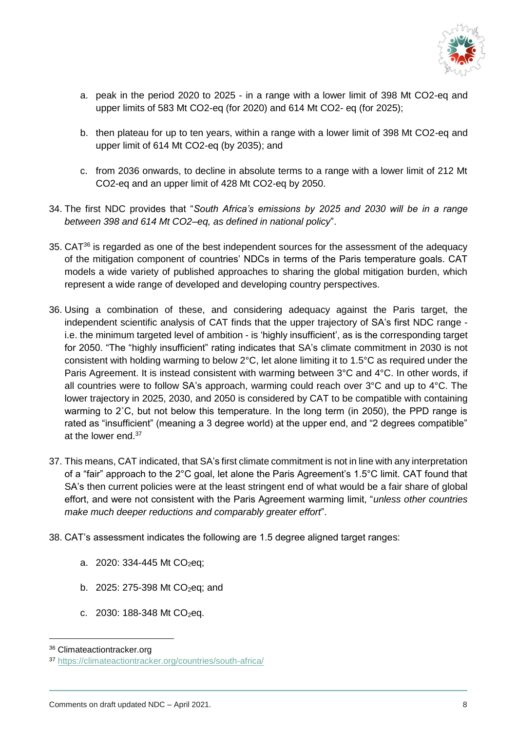a. peak in the period 2020 to 2025 - in a range with a lower limit of 398 Mt CO2-eq and upper limits of 583 Mt CO2-eq (for 2020) and 614 Mt CO2- eq (for 2025);

b. then plateau for up to ten years, within a range with a lower limit of 398 Mt CO2-eq and upper limit of 614 Mt CO2-eq (by 2035); and

c. from 2036 onwards, to decline in absolute terms to a range with a lower limit of 212 Mt CO2-eq and an upper limit of 428 Mt CO2-eq by 2050.

34. The first NDC provides that "*South Africa's emissions by 2025 and 2030 will be in a range between 398 and 614 Mt CO2–eq, as defined in national policy*".

35. CAT[36] is regarded as one of the best independent sources for the assessment of the adequacy of the mitigation component of countries' NDCs in terms of the Paris temperature goals. CAT models a wide variety of published approaches to sharing the global mitigation burden, which represent a wide range of developed and developing country perspectives.

36. Using a combination of these, and considering adequacy against the Paris target, the independent scientific analysis of CAT finds that the upper trajectory of SA's first NDC range - i.e. the minimum targeted level of ambition - is 'highly insufficient', as is the corresponding target for 2050. "The "highly insufficient" rating indicates that SA's climate commitment in 2030 is not consistent with holding warming to below 2°C, let alone limiting it to 1.5°C as required under the Paris Agreement. It is instead consistent with warming between 3°C and 4°C. In other words, if all countries were to follow SA's approach, warming could reach over 3°C and up to 4°C. The lower trajectory in 2025, 2030, and 2050 is considered by CAT to be compatible with containing warming to 2˚C, but not below this temperature. In the long term (in 2050), the PPD range is rated as "insufficient" (meaning a 3 degree world) at the upper end, and "2 degrees compatible" at the lower end.[37]

37. This means, CAT indicated, that SA's first climate commitment is not in line with any interpretation of a "fair" approach to the 2°C goal, let alone the Paris Agreement's 1.5°C limit. CAT found that SA's then current policies were at the least stringent end of what would be a fair share of global effort, and were not consistent with the Paris Agreement warming limit, "*unless other countries make much deeper reductions and comparably greater effort*".

38. CAT's assessment indicates the following are 1.5 degree aligned target ranges:

a. 2020: 334-445 Mt $CO_2$eq;

b. 2025: 275-398 Mt $CO_2$eq; and

c. 2030: 188-348 Mt $CO_2$eq.

[36] Climateactiontracker.org

[37] https://climateactiontracker.org/countries/south-africa/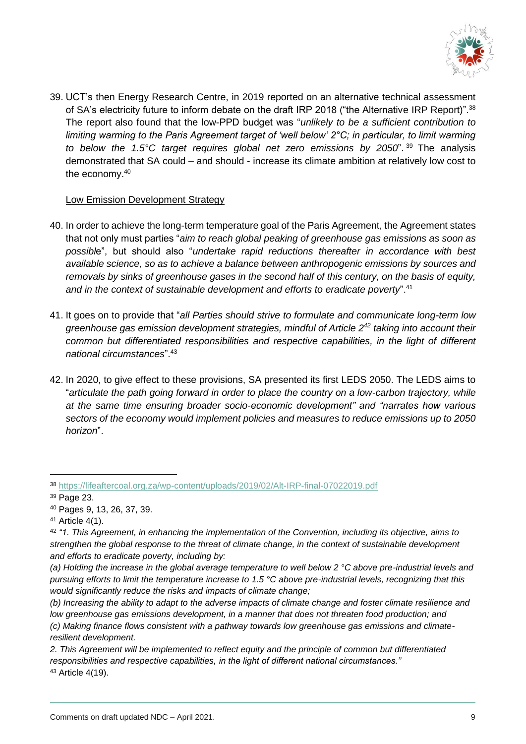39. UCT's then Energy Research Centre, in 2019 reported on an alternative technical assessment of SA's electricity future to inform debate on the draft IRP 2018 ("the Alternative IRP Report").[38] The report also found that the low-PPD budget was "*unlikely to be a sufficient contribution to limiting warming to the Paris Agreement target of 'well below' 2°C; in particular, to limit warming to below the 1.5°C target requires global net zero emissions by 2050*".[39] The analysis demonstrated that SA could – and should - increase its climate ambition at relatively low cost to the economy.[40]

<u>Low Emission Development Strategy</u>

40. In order to achieve the long-term temperature goal of the Paris Agreement, the Agreement states that not only must parties "*aim to reach global peaking of greenhouse gas emissions as soon as possible*", but should also "*undertake rapid reductions thereafter in accordance with best available science, so as to achieve a balance between anthropogenic emissions by sources and removals by sinks of greenhouse gases in the second half of this century, on the basis of equity, and in the context of sustainable development and efforts to eradicate poverty*".[41]

41. It goes on to provide that "*all Parties should strive to formulate and communicate long-term low greenhouse gas emission development strategies, mindful of Article 2*[42] *taking into account their common but differentiated responsibilities and respective capabilities, in the light of different national circumstances*".[43]

42. In 2020, to give effect to these provisions, SA presented its first LEDS 2050. The LEDS aims to "*articulate the path going forward in order to place the country on a low-carbon trajectory, while at the same time ensuring broader socio-economic development" and "narrates how various sectors of the economy would implement policies and measures to reduce emissions up to 2050 horizon*".

---

[38] https://lifeaftercoal.org.za/wp-content/uploads/2019/02/Alt-IRP-final-07022019.pdf

[39] Page 23.

[40] Pages 9, 13, 26, 37, 39.

[41] Article 4(1).

[42] *"1. This Agreement, in enhancing the implementation of the Convention, including its objective, aims to strengthen the global response to the threat of climate change, in the context of sustainable development and efforts to eradicate poverty, including by:*

*(a) Holding the increase in the global average temperature to well below 2 °C above pre-industrial levels and pursuing efforts to limit the temperature increase to 1.5 °C above pre-industrial levels, recognizing that this would significantly reduce the risks and impacts of climate change;*

*(b) Increasing the ability to adapt to the adverse impacts of climate change and foster climate resilience and low greenhouse gas emissions development, in a manner that does not threaten food production; and*

*(c) Making finance flows consistent with a pathway towards low greenhouse gas emissions and climate-resilient development.*

*2. This Agreement will be implemented to reflect equity and the principle of common but differentiated responsibilities and respective capabilities, in the light of different national circumstances."*

[43] Article 4(19).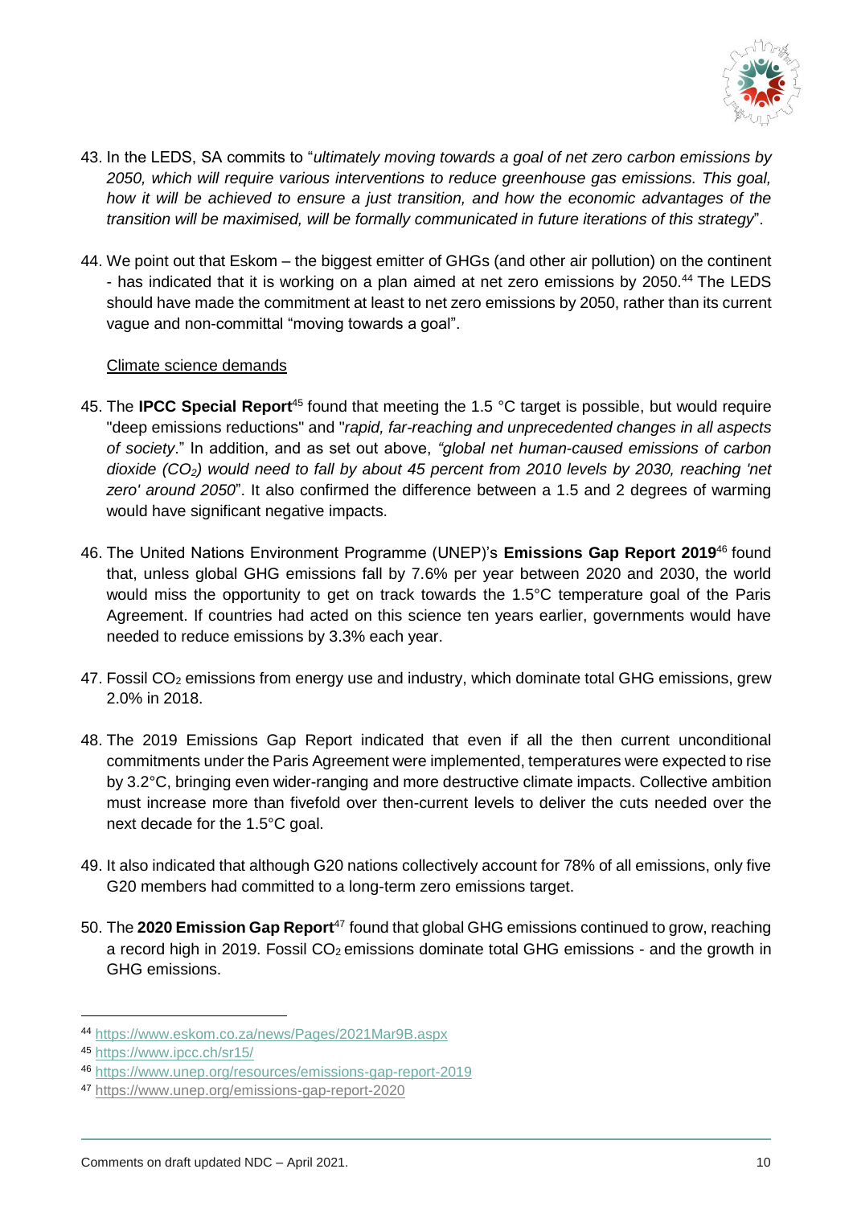43. In the LEDS, SA commits to "*ultimately moving towards a goal of net zero carbon emissions by 2050, which will require various interventions to reduce greenhouse gas emissions. This goal, how it will be achieved to ensure a just transition, and how the economic advantages of the transition will be maximised, will be formally communicated in future iterations of this strategy*".

44. We point out that Eskom – the biggest emitter of GHGs (and other air pollution) on the continent - has indicated that it is working on a plan aimed at net zero emissions by 2050.[44] The LEDS should have made the commitment at least to net zero emissions by 2050, rather than its current vague and non-committal "moving towards a goal".

<u>Climate science demands</u>

45. The **IPCC Special Report**[45] found that meeting the 1.5 °C target is possible, but would require "deep emissions reductions" and "*rapid, far-reaching and unprecedented changes in all aspects of society*." In addition, and as set out above, *"global net human-caused emissions of carbon dioxide ($CO_2$) would need to fall by about 45 percent from 2010 levels by 2030, reaching 'net zero' around 2050*". It also confirmed the difference between a 1.5 and 2 degrees of warming would have significant negative impacts.

46. The United Nations Environment Programme (UNEP)'s **Emissions Gap Report 2019**[46] found that, unless global GHG emissions fall by 7.6% per year between 2020 and 2030, the world would miss the opportunity to get on track towards the 1.5°C temperature goal of the Paris Agreement. If countries had acted on this science ten years earlier, governments would have needed to reduce emissions by 3.3% each year.

47. Fossil $CO_2$ emissions from energy use and industry, which dominate total GHG emissions, grew 2.0% in 2018.

48. The 2019 Emissions Gap Report indicated that even if all the then current unconditional commitments under the Paris Agreement were implemented, temperatures were expected to rise by 3.2°C, bringing even wider-ranging and more destructive climate impacts. Collective ambition must increase more than fivefold over then-current levels to deliver the cuts needed over the next decade for the 1.5°C goal.

49. It also indicated that although G20 nations collectively account for 78% of all emissions, only five G20 members had committed to a long-term zero emissions target.

50. The **2020 Emission Gap Report**[47] found that global GHG emissions continued to grow, reaching a record high in 2019. Fossil $CO_2$ emissions dominate total GHG emissions - and the growth in GHG emissions.

---

[44] https://www.eskom.co.za/news/Pages/2021Mar9B.aspx

[45] https://www.ipcc.ch/sr15/

[46] https://www.unep.org/resources/emissions-gap-report-2019

[47] https://www.unep.org/emissions-gap-report-2020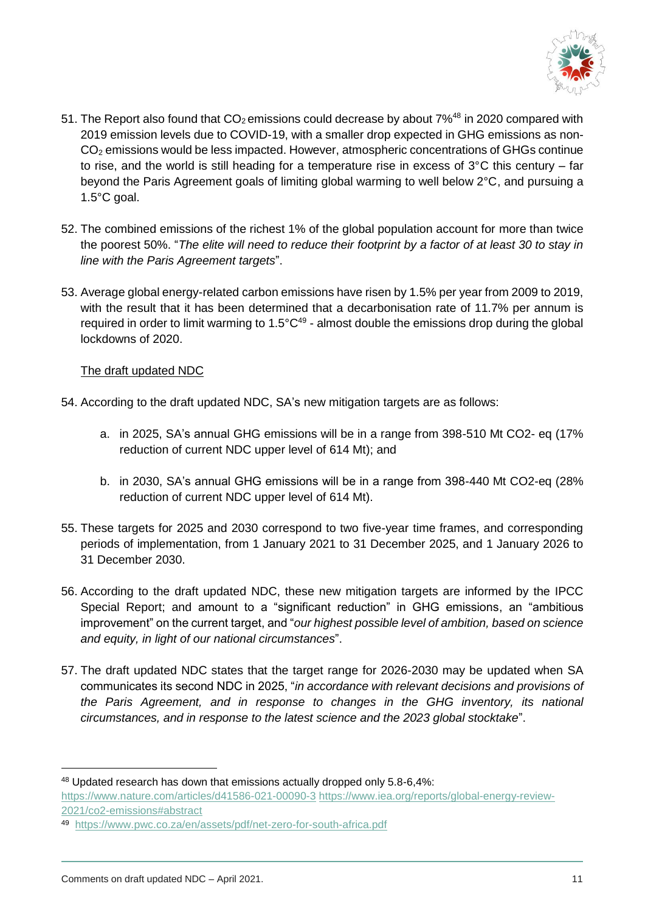51. The Report also found that $CO_2$ emissions could decrease by about 7%[48] in 2020 compared with 2019 emission levels due to COVID-19, with a smaller drop expected in GHG emissions as non-$CO_2$ emissions would be less impacted. However, atmospheric concentrations of GHGs continue to rise, and the world is still heading for a temperature rise in excess of 3°C this century – far beyond the Paris Agreement goals of limiting global warming to well below 2°C, and pursuing a 1.5°C goal.

52. The combined emissions of the richest 1% of the global population account for more than twice the poorest 50%. "*The elite will need to reduce their footprint by a factor of at least 30 to stay in line with the Paris Agreement targets*".

53. Average global energy-related carbon emissions have risen by 1.5% per year from 2009 to 2019, with the result that it has been determined that a decarbonisation rate of 11.7% per annum is required in order to limit warming to 1.5°C[49] - almost double the emissions drop during the global lockdowns of 2020.

<u>The draft updated NDC</u>

54. According to the draft updated NDC, SA's new mitigation targets are as follows:

    a. in 2025, SA's annual GHG emissions will be in a range from 398-510 Mt CO2- eq (17% reduction of current NDC upper level of 614 Mt); and

    b. in 2030, SA's annual GHG emissions will be in a range from 398-440 Mt CO2-eq (28% reduction of current NDC upper level of 614 Mt).

55. These targets for 2025 and 2030 correspond to two five-year time frames, and corresponding periods of implementation, from 1 January 2021 to 31 December 2025, and 1 January 2026 to 31 December 2030.

56. According to the draft updated NDC, these new mitigation targets are informed by the IPCC Special Report; and amount to a "significant reduction" in GHG emissions, an "ambitious improvement" on the current target, and "*our highest possible level of ambition, based on science and equity, in light of our national circumstances*".

57. The draft updated NDC states that the target range for 2026-2030 may be updated when SA communicates its second NDC in 2025, "*in accordance with relevant decisions and provisions of the Paris Agreement, and in response to changes in the GHG inventory, its national circumstances, and in response to the latest science and the 2023 global stocktake*".

---

[48] Updated research has down that emissions actually dropped only 5.8-6,4%: https://www.nature.com/articles/d41586-021-00090-3 https://www.iea.org/reports/global-energy-review-2021/co2-emissions#abstract

[49] https://www.pwc.co.za/en/assets/pdf/net-zero-for-south-africa.pdf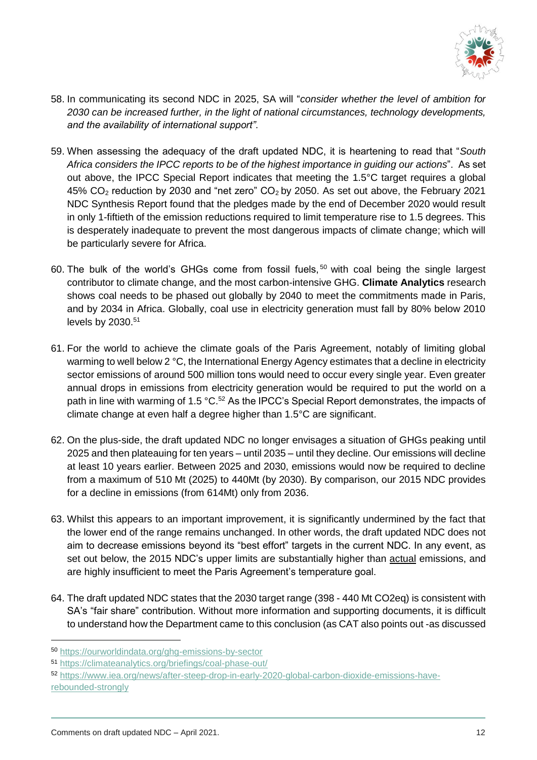58. In communicating its second NDC in 2025, SA will "*consider whether the level of ambition for 2030 can be increased further, in the light of national circumstances, technology developments, and the availability of international support"*.

59. When assessing the adequacy of the draft updated NDC, it is heartening to read that "*South Africa considers the IPCC reports to be of the highest importance in guiding our actions*". As set out above, the IPCC Special Report indicates that meeting the 1.5°C target requires a global 45% $CO_2$ reduction by 2030 and "net zero" $CO_2$ by 2050. As set out above, the February 2021 NDC Synthesis Report found that the pledges made by the end of December 2020 would result in only 1-fiftieth of the emission reductions required to limit temperature rise to 1.5 degrees. This is desperately inadequate to prevent the most dangerous impacts of climate change; which will be particularly severe for Africa.

60. The bulk of the world's GHGs come from fossil fuels,[50] with coal being the single largest contributor to climate change, and the most carbon-intensive GHG. **Climate Analytics** research shows coal needs to be phased out globally by 2040 to meet the commitments made in Paris, and by 2034 in Africa. Globally, coal use in electricity generation must fall by 80% below 2010 levels by 2030.[51]

61. For the world to achieve the climate goals of the Paris Agreement, notably of limiting global warming to well below 2 °C, the International Energy Agency estimates that a decline in electricity sector emissions of around 500 million tons would need to occur every single year. Even greater annual drops in emissions from electricity generation would be required to put the world on a path in line with warming of 1.5 °C.[52] As the IPCC's Special Report demonstrates, the impacts of climate change at even half a degree higher than 1.5°C are significant.

62. On the plus-side, the draft updated NDC no longer envisages a situation of GHGs peaking until 2025 and then plateauing for ten years – until 2035 – until they decline. Our emissions will decline at least 10 years earlier. Between 2025 and 2030, emissions would now be required to decline from a maximum of 510 Mt (2025) to 440Mt (by 2030). By comparison, our 2015 NDC provides for a decline in emissions (from 614Mt) only from 2036.

63. Whilst this appears to an important improvement, it is significantly undermined by the fact that the lower end of the range remains unchanged. In other words, the draft updated NDC does not aim to decrease emissions beyond its "best effort" targets in the current NDC. In any event, as set out below, the 2015 NDC's upper limits are substantially higher than actual emissions, and are highly insufficient to meet the Paris Agreement's temperature goal.

64. The draft updated NDC states that the 2030 target range (398 - 440 Mt CO2eq) is consistent with SA's "fair share" contribution. Without more information and supporting documents, it is difficult to understand how the Department came to this conclusion (as CAT also points out -as discussed

---

[50] https://ourworldindata.org/ghg-emissions-by-sector

[51] https://climateanalytics.org/briefings/coal-phase-out/

[52] https://www.iea.org/news/after-steep-drop-in-early-2020-global-carbon-dioxide-emissions-have-rebounded-strongly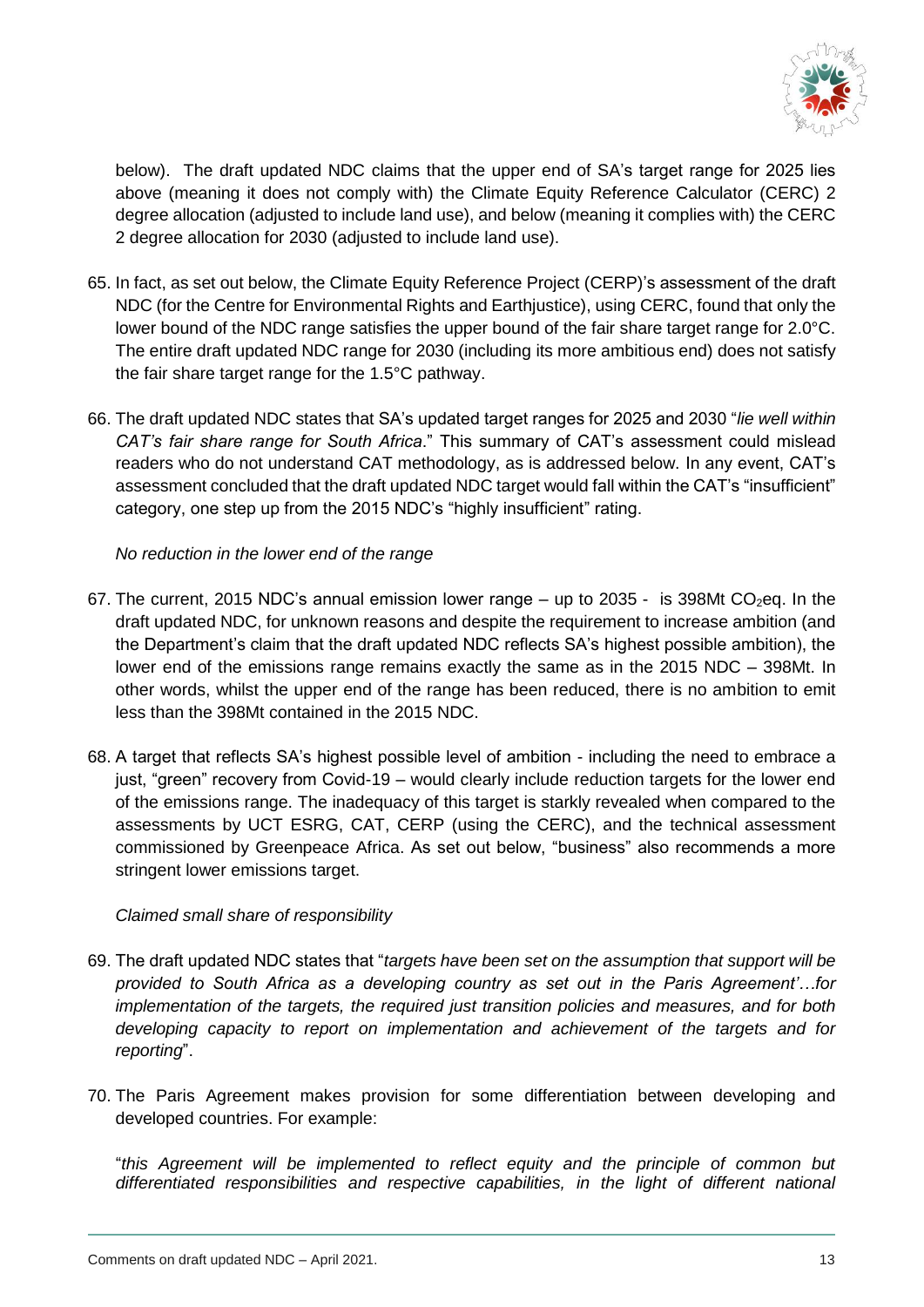below). The draft updated NDC claims that the upper end of SA's target range for 2025 lies above (meaning it does not comply with) the Climate Equity Reference Calculator (CERC) 2 degree allocation (adjusted to include land use), and below (meaning it complies with) the CERC 2 degree allocation for 2030 (adjusted to include land use).

65. In fact, as set out below, the Climate Equity Reference Project (CERP)'s assessment of the draft NDC (for the Centre for Environmental Rights and Earthjustice), using CERC, found that only the lower bound of the NDC range satisfies the upper bound of the fair share target range for 2.0°C. The entire draft updated NDC range for 2030 (including its more ambitious end) does not satisfy the fair share target range for the 1.5°C pathway.

66. The draft updated NDC states that SA's updated target ranges for 2025 and 2030 "*lie well within CAT's fair share range for South Africa*." This summary of CAT's assessment could mislead readers who do not understand CAT methodology, as is addressed below. In any event, CAT's assessment concluded that the draft updated NDC target would fall within the CAT's "insufficient" category, one step up from the 2015 NDC's "highly insufficient" rating.

*No reduction in the lower end of the range*

67. The current, 2015 NDC's annual emission lower range – up to 2035 - is 398Mt $CO_2$eq. In the draft updated NDC, for unknown reasons and despite the requirement to increase ambition (and the Department's claim that the draft updated NDC reflects SA's highest possible ambition), the lower end of the emissions range remains exactly the same as in the 2015 NDC – 398Mt. In other words, whilst the upper end of the range has been reduced, there is no ambition to emit less than the 398Mt contained in the 2015 NDC.

68. A target that reflects SA's highest possible level of ambition - including the need to embrace a just, "green" recovery from Covid-19 – would clearly include reduction targets for the lower end of the emissions range. The inadequacy of this target is starkly revealed when compared to the assessments by UCT ESRG, CAT, CERP (using the CERC), and the technical assessment commissioned by Greenpeace Africa. As set out below, "business" also recommends a more stringent lower emissions target.

*Claimed small share of responsibility*

69. The draft updated NDC states that "*targets have been set on the assumption that support will be provided to South Africa as a developing country as set out in the Paris Agreement'…for implementation of the targets, the required just transition policies and measures, and for both developing capacity to report on implementation and achievement of the targets and for reporting*".

70. The Paris Agreement makes provision for some differentiation between developing and developed countries. For example:

"*this Agreement will be implemented to reflect equity and the principle of common but differentiated responsibilities and respective capabilities, in the light of different national*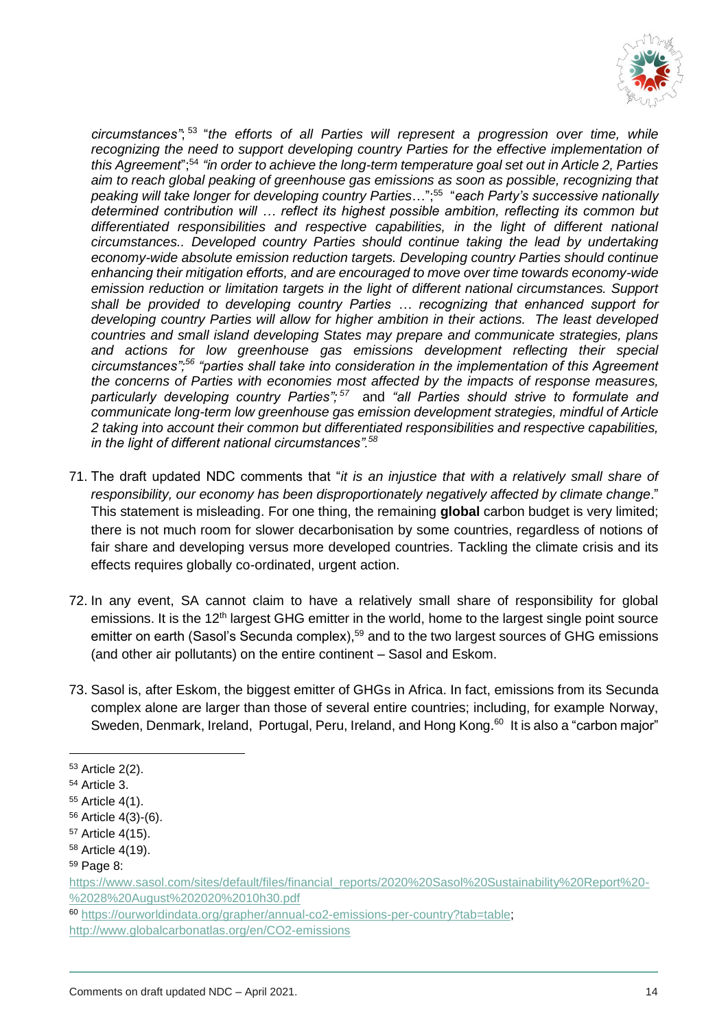*circumstances"*;[53] "*the efforts of all Parties will represent a progression over time, while recognizing the need to support developing country Parties for the effective implementation of this Agreement*";[54] *"in order to achieve the long-term temperature goal set out in Article 2, Parties aim to reach global peaking of greenhouse gas emissions as soon as possible, recognizing that peaking will take longer for developing country Parties*…";[55] "*each Party's successive nationally determined contribution will … reflect its highest possible ambition, reflecting its common but differentiated responsibilities and respective capabilities, in the light of different national circumstances.. Developed country Parties should continue taking the lead by undertaking economy-wide absolute emission reduction targets. Developing country Parties should continue enhancing their mitigation efforts, and are encouraged to move over time towards economy-wide emission reduction or limitation targets in the light of different national circumstances. Support shall be provided to developing country Parties … recognizing that enhanced support for developing country Parties will allow for higher ambition in their actions. The least developed countries and small island developing States may prepare and communicate strategies, plans and actions for low greenhouse gas emissions development reflecting their special circumstances";[56] "parties shall take into consideration in the implementation of this Agreement the concerns of Parties with economies most affected by the impacts of response measures, particularly developing country Parties";[57]* and *"all Parties should strive to formulate and communicate long-term low greenhouse gas emission development strategies, mindful of Article 2 taking into account their common but differentiated responsibilities and respective capabilities, in the light of different national circumstances".[58]*

71. The draft updated NDC comments that "*it is an injustice that with a relatively small share of responsibility, our economy has been disproportionately negatively affected by climate change*." This statement is misleading. For one thing, the remaining **global** carbon budget is very limited; there is not much room for slower decarbonisation by some countries, regardless of notions of fair share and developing versus more developed countries. Tackling the climate crisis and its effects requires globally co-ordinated, urgent action.

72. In any event, SA cannot claim to have a relatively small share of responsibility for global emissions. It is the 12th largest GHG emitter in the world, home to the largest single point source emitter on earth (Sasol's Secunda complex),[59] and to the two largest sources of GHG emissions (and other air pollutants) on the entire continent – Sasol and Eskom.

73. Sasol is, after Eskom, the biggest emitter of GHGs in Africa. In fact, emissions from its Secunda complex alone are larger than those of several entire countries; including, for example Norway, Sweden, Denmark, Ireland, Portugal, Peru, Ireland, and Hong Kong.[60] It is also a "carbon major"

---

[53] Article 2(2).

[54] Article 3.

[55] Article 4(1).

[56] Article 4(3)-(6).

[57] Article 4(15).

[58] Article 4(19).

[59] Page 8: https://www.sasol.com/sites/default/files/financial_reports/2020%20Sasol%20Sustainability%20Report%20-%2028%20August%202020%2010h30.pdf

[60] https://ourworldindata.org/grapher/annual-co2-emissions-per-country?tab=table; http://www.globalcarbonatlas.org/en/CO2-emissions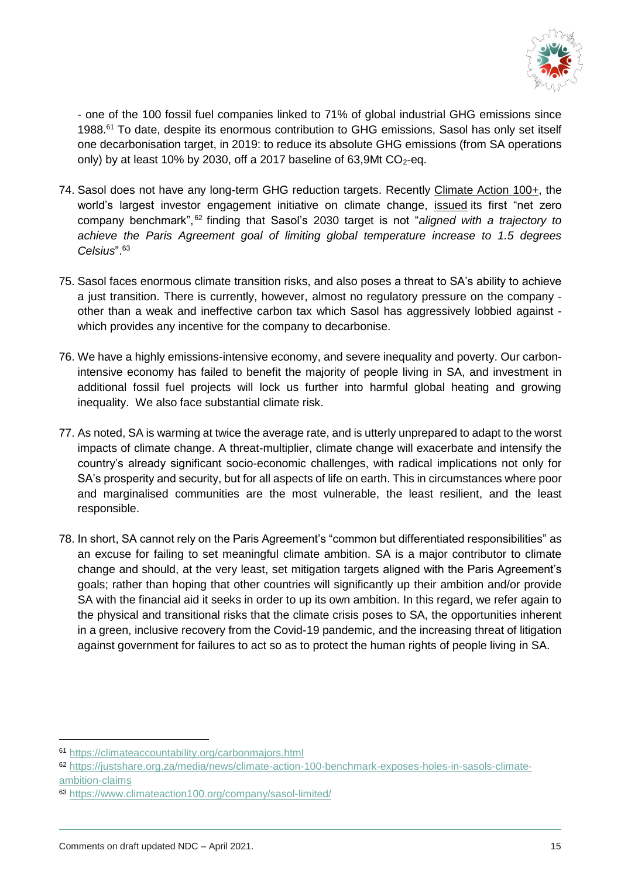- one of the 100 fossil fuel companies linked to 71% of global industrial GHG emissions since 1988.[61] To date, despite its enormous contribution to GHG emissions, Sasol has only set itself one decarbonisation target, in 2019: to reduce its absolute GHG emissions (from SA operations only) by at least 10% by 2030, off a 2017 baseline of 63,9Mt $CO_2$-eq.

74. Sasol does not have any long-term GHG reduction targets. Recently Climate Action 100+, the world's largest investor engagement initiative on climate change, issued its first "net zero company benchmark",[62] finding that Sasol's 2030 target is not "*aligned with a trajectory to achieve the Paris Agreement goal of limiting global temperature increase to 1.5 degrees Celsius*".[63]

75. Sasol faces enormous climate transition risks, and also poses a threat to SA's ability to achieve a just transition. There is currently, however, almost no regulatory pressure on the company - other than a weak and ineffective carbon tax which Sasol has aggressively lobbied against - which provides any incentive for the company to decarbonise.

76. We have a highly emissions-intensive economy, and severe inequality and poverty. Our carbon-intensive economy has failed to benefit the majority of people living in SA, and investment in additional fossil fuel projects will lock us further into harmful global heating and growing inequality. We also face substantial climate risk.

77. As noted, SA is warming at twice the average rate, and is utterly unprepared to adapt to the worst impacts of climate change. A threat-multiplier, climate change will exacerbate and intensify the country's already significant socio-economic challenges, with radical implications not only for SA's prosperity and security, but for all aspects of life on earth. This in circumstances where poor and marginalised communities are the most vulnerable, the least resilient, and the least responsible.

78. In short, SA cannot rely on the Paris Agreement's "common but differentiated responsibilities" as an excuse for failing to set meaningful climate ambition. SA is a major contributor to climate change and should, at the very least, set mitigation targets aligned with the Paris Agreement's goals; rather than hoping that other countries will significantly up their ambition and/or provide SA with the financial aid it seeks in order to up its own ambition. In this regard, we refer again to the physical and transitional risks that the climate crisis poses to SA, the opportunities inherent in a green, inclusive recovery from the Covid-19 pandemic, and the increasing threat of litigation against government for failures to act so as to protect the human rights of people living in SA.

---

[61] https://climateaccountability.org/carbonmajors.html

[62] https://justshare.org.za/media/news/climate-action-100-benchmark-exposes-holes-in-sasols-climate-ambition-claims

[63] https://www.climateaction100.org/company/sasol-limited/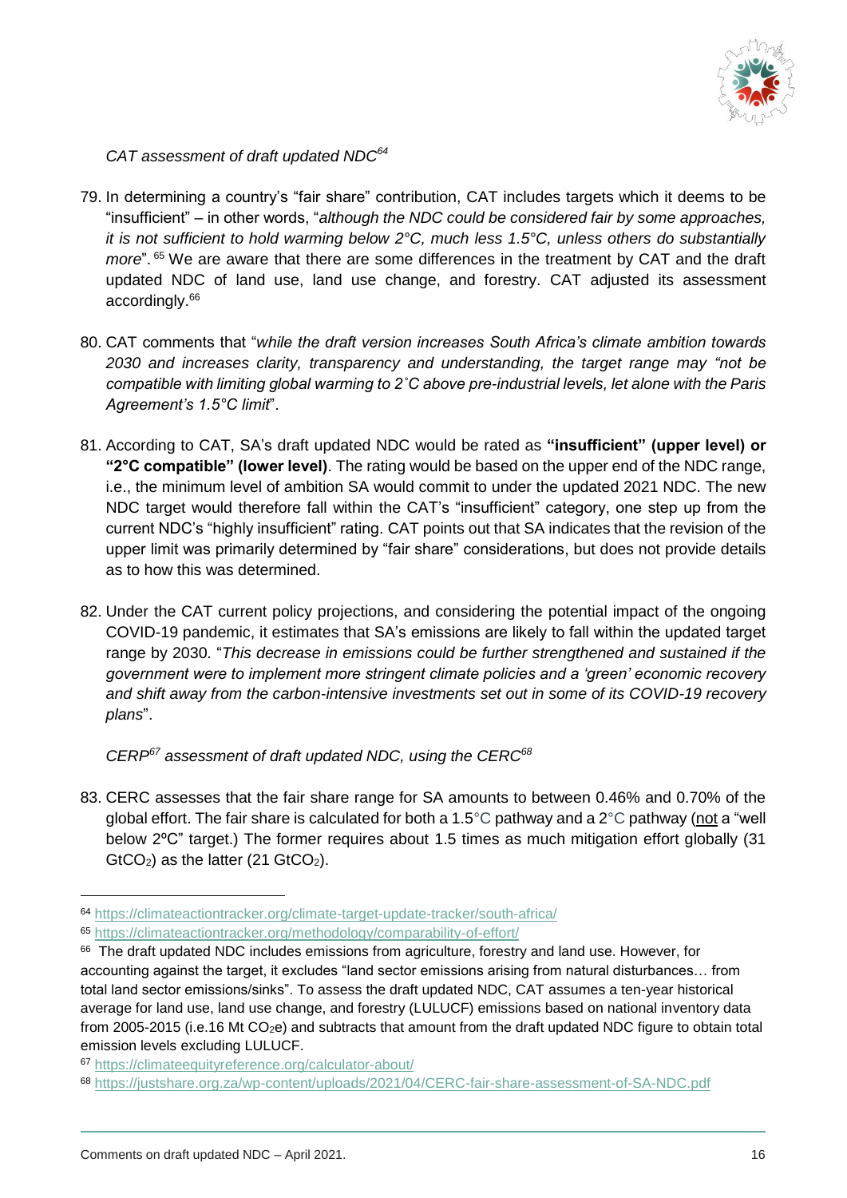*CAT assessment of draft updated NDC*[64]

79. In determining a country's "fair share" contribution, CAT includes targets which it deems to be "insufficient" – in other words, "*although the NDC could be considered fair by some approaches, it is not sufficient to hold warming below 2°C, much less 1.5°C, unless others do substantially more*".[65] We are aware that there are some differences in the treatment by CAT and the draft updated NDC of land use, land use change, and forestry. CAT adjusted its assessment accordingly.[66]

80. CAT comments that "*while the draft version increases South Africa's climate ambition towards 2030 and increases clarity, transparency and understanding, the target range may "not be compatible with limiting global warming to 2˚C above pre-industrial levels, let alone with the Paris Agreement's 1.5°C limit*".

81. According to CAT, SA's draft updated NDC would be rated as **"insufficient" (upper level) or "2°C compatible" (lower level)**. The rating would be based on the upper end of the NDC range, i.e., the minimum level of ambition SA would commit to under the updated 2021 NDC. The new NDC target would therefore fall within the CAT's "insufficient" category, one step up from the current NDC's "highly insufficient" rating. CAT points out that SA indicates that the revision of the upper limit was primarily determined by "fair share" considerations, but does not provide details as to how this was determined.

82. Under the CAT current policy projections, and considering the potential impact of the ongoing COVID-19 pandemic, it estimates that SA's emissions are likely to fall within the updated target range by 2030. "*This decrease in emissions could be further strengthened and sustained if the government were to implement more stringent climate policies and a 'green' economic recovery and shift away from the carbon-intensive investments set out in some of its COVID-19 recovery plans*".

*CERP*[67] *assessment of draft updated NDC, using the CERC*[68]

83. CERC assesses that the fair share range for SA amounts to between 0.46% and 0.70% of the global effort. The fair share is calculated for both a 1.5°C pathway and a 2°C pathway (<u>not</u> a "well below 2ºC" target.) The former requires about 1.5 times as much mitigation effort globally (31 $GtCO_2$) as the latter (21 $GtCO_2$).

---

[64] https://climateactiontracker.org/climate-target-update-tracker/south-africa/

[65] https://climateactiontracker.org/methodology/comparability-of-effort/

[66] The draft updated NDC includes emissions from agriculture, forestry and land use. However, for accounting against the target, it excludes "land sector emissions arising from natural disturbances… from total land sector emissions/sinks". To assess the draft updated NDC, CAT assumes a ten-year historical average for land use, land use change, and forestry (LULUCF) emissions based on national inventory data from 2005-2015 (i.e.16 Mt $CO_2e$) and subtracts that amount from the draft updated NDC figure to obtain total emission levels excluding LULUCF.

[67] https://climateequityreference.org/calculator-about/

[68] https://justshare.org.za/wp-content/uploads/2021/04/CERC-fair-share-assessment-of-SA-NDC.pdf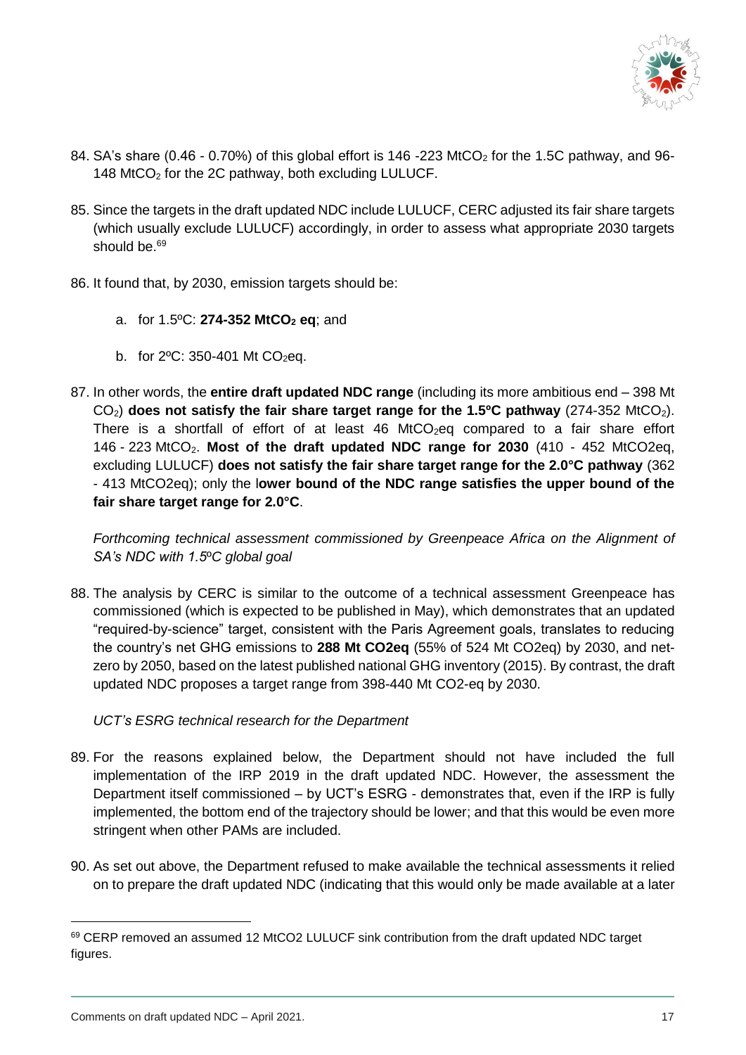84. SA's share (0.46 - 0.70%) of this global effort is 146 -223 $MtCO_2$ for the 1.5C pathway, and 96-148 $MtCO_2$ for the 2C pathway, both excluding LULUCF.

85. Since the targets in the draft updated NDC include LULUCF, CERC adjusted its fair share targets (which usually exclude LULUCF) accordingly, in order to assess what appropriate 2030 targets should be.[69]

86. It found that, by 2030, emission targets should be:

    a. for 1.5ºC: **274-352 $MtCO_2$ eq**; and

    b. for 2ºC: 350-401 Mt $CO_2$eq.

87. In other words, the **entire draft updated NDC range** (including its more ambitious end – 398 Mt $CO_2$) **does not satisfy the fair share target range for the 1.5ºC pathway** (274-352 $MtCO_2$). There is a shortfall of effort of at least 46 $MtCO_2$eq compared to a fair share effort 146 - 223 $MtCO_2$. **Most of the draft updated NDC range for 2030** (410 - 452 MtCO2eq, excluding LULUCF) **does not satisfy the fair share target range for the 2.0°C pathway** (362 - 413 MtCO2eq); only the l**ower bound of the NDC range satisfies the upper bound of the fair share target range for 2.0°C**.

*Forthcoming technical assessment commissioned by Greenpeace Africa on the Alignment of SA's NDC with 1.5ºC global goal*

88. The analysis by CERC is similar to the outcome of a technical assessment Greenpeace has commissioned (which is expected to be published in May), which demonstrates that an updated "required-by-science" target, consistent with the Paris Agreement goals, translates to reducing the country's net GHG emissions to **288 Mt CO2eq** (55% of 524 Mt CO2eq) by 2030, and net-zero by 2050, based on the latest published national GHG inventory (2015). By contrast, the draft updated NDC proposes a target range from 398-440 Mt CO2-eq by 2030.

*UCT's ESRG technical research for the Department*

89. For the reasons explained below, the Department should not have included the full implementation of the IRP 2019 in the draft updated NDC. However, the assessment the Department itself commissioned – by UCT's ESRG - demonstrates that, even if the IRP is fully implemented, the bottom end of the trajectory should be lower; and that this would be even more stringent when other PAMs are included.

90. As set out above, the Department refused to make available the technical assessments it relied on to prepare the draft updated NDC (indicating that this would only be made available at a later

---

[69] CERP removed an assumed 12 MtCO2 LULUCF sink contribution from the draft updated NDC target figures.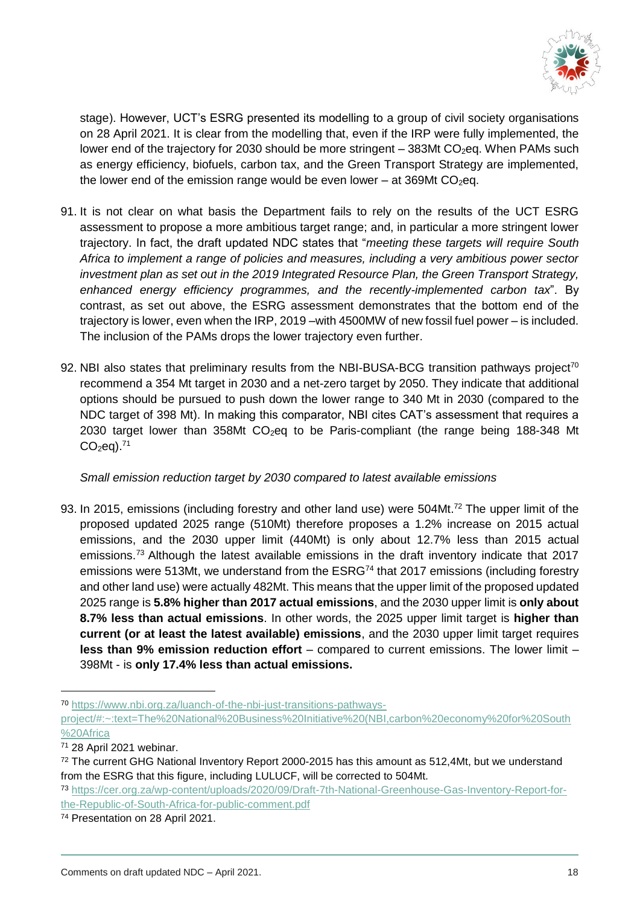stage). However, UCT's ESRG presented its modelling to a group of civil society organisations on 28 April 2021. It is clear from the modelling that, even if the IRP were fully implemented, the lower end of the trajectory for 2030 should be more stringent – 383Mt $CO_2$eq. When PAMs such as energy efficiency, biofuels, carbon tax, and the Green Transport Strategy are implemented, the lower end of the emission range would be even lower – at 369Mt $CO_2$eq.

91. It is not clear on what basis the Department fails to rely on the results of the UCT ESRG assessment to propose a more ambitious target range; and, in particular a more stringent lower trajectory. In fact, the draft updated NDC states that "*meeting these targets will require South Africa to implement a range of policies and measures, including a very ambitious power sector investment plan as set out in the 2019 Integrated Resource Plan, the Green Transport Strategy, enhanced energy efficiency programmes, and the recently-implemented carbon tax*". By contrast, as set out above, the ESRG assessment demonstrates that the bottom end of the trajectory is lower, even when the IRP, 2019 –with 4500MW of new fossil fuel power – is included. The inclusion of the PAMs drops the lower trajectory even further.

92. NBI also states that preliminary results from the NBI-BUSA-BCG transition pathways project[70] recommend a 354 Mt target in 2030 and a net-zero target by 2050. They indicate that additional options should be pursued to push down the lower range to 340 Mt in 2030 (compared to the NDC target of 398 Mt). In making this comparator, NBI cites CAT's assessment that requires a 2030 target lower than 358Mt $CO_2$eq to be Paris-compliant (the range being 188-348 Mt $CO_2$eq).[71]

*Small emission reduction target by 2030 compared to latest available emissions*

93. In 2015, emissions (including forestry and other land use) were 504Mt.[72] The upper limit of the proposed updated 2025 range (510Mt) therefore proposes a 1.2% increase on 2015 actual emissions, and the 2030 upper limit (440Mt) is only about 12.7% less than 2015 actual emissions.[73] Although the latest available emissions in the draft inventory indicate that 2017 emissions were 513Mt, we understand from the ESRG[74] that 2017 emissions (including forestry and other land use) were actually 482Mt. This means that the upper limit of the proposed updated 2025 range is **5.8% higher than 2017 actual emissions**, and the 2030 upper limit is **only about 8.7% less than actual emissions**. In other words, the 2025 upper limit target is **higher than current (or at least the latest available) emissions**, and the 2030 upper limit target requires **less than 9% emission reduction effort** – compared to current emissions. The lower limit – 398Mt - is **only 17.4% less than actual emissions.**

---

[70] https://www.nbi.org.za/luanch-of-the-nbi-just-transitions-pathways-project/#:~:text=The%20National%20Business%20Initiative%20(NBI,carbon%20economy%20for%20South%20Africa

[71] 28 April 2021 webinar.

[72] The current GHG National Inventory Report 2000-2015 has this amount as 512,4Mt, but we understand from the ESRG that this figure, including LULUCF, will be corrected to 504Mt.

[73] https://cer.org.za/wp-content/uploads/2020/09/Draft-7th-National-Greenhouse-Gas-Inventory-Report-for-the-Republic-of-South-Africa-for-public-comment.pdf

[74] Presentation on 28 April 2021.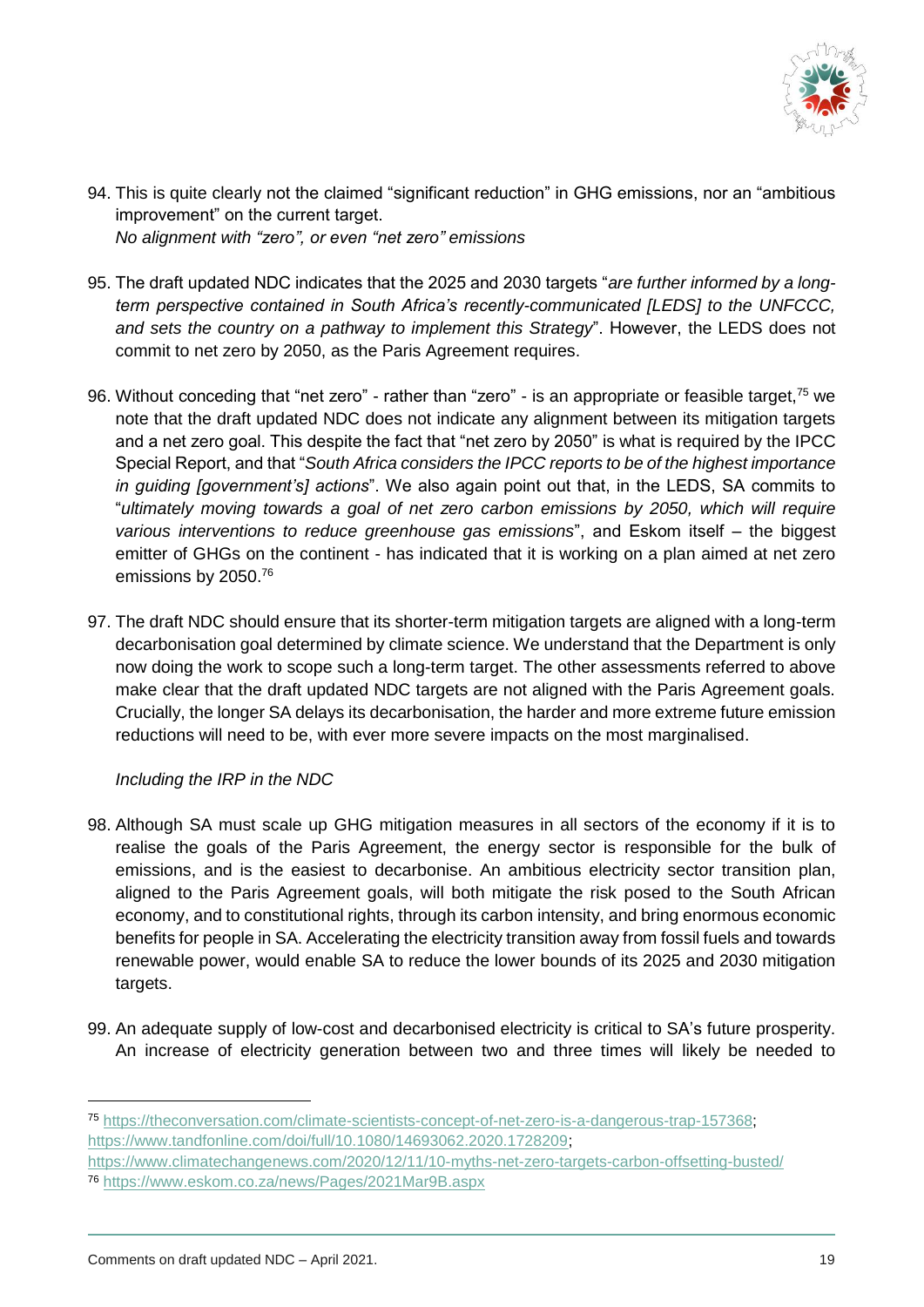94. This is quite clearly not the claimed "significant reduction" in GHG emissions, nor an "ambitious improvement" on the current target.

*No alignment with "zero", or even "net zero" emissions*

95. The draft updated NDC indicates that the 2025 and 2030 targets "*are further informed by a long-term perspective contained in South Africa's recently-communicated [LEDS] to the UNFCCC, and sets the country on a pathway to implement this Strategy*". However, the LEDS does not commit to net zero by 2050, as the Paris Agreement requires.

96. Without conceding that "net zero" - rather than "zero" - is an appropriate or feasible target,[75] we note that the draft updated NDC does not indicate any alignment between its mitigation targets and a net zero goal. This despite the fact that "net zero by 2050" is what is required by the IPCC Special Report, and that "*South Africa considers the IPCC reports to be of the highest importance in guiding [government's] actions*". We also again point out that, in the LEDS, SA commits to "*ultimately moving towards a goal of net zero carbon emissions by 2050, which will require various interventions to reduce greenhouse gas emissions*", and Eskom itself – the biggest emitter of GHGs on the continent - has indicated that it is working on a plan aimed at net zero emissions by 2050.[76]

97. The draft NDC should ensure that its shorter-term mitigation targets are aligned with a long-term decarbonisation goal determined by climate science. We understand that the Department is only now doing the work to scope such a long-term target. The other assessments referred to above make clear that the draft updated NDC targets are not aligned with the Paris Agreement goals. Crucially, the longer SA delays its decarbonisation, the harder and more extreme future emission reductions will need to be, with ever more severe impacts on the most marginalised.

*Including the IRP in the NDC*

98. Although SA must scale up GHG mitigation measures in all sectors of the economy if it is to realise the goals of the Paris Agreement, the energy sector is responsible for the bulk of emissions, and is the easiest to decarbonise. An ambitious electricity sector transition plan, aligned to the Paris Agreement goals, will both mitigate the risk posed to the South African economy, and to constitutional rights, through its carbon intensity, and bring enormous economic benefits for people in SA. Accelerating the electricity transition away from fossil fuels and towards renewable power, would enable SA to reduce the lower bounds of its 2025 and 2030 mitigation targets.

99. An adequate supply of low-cost and decarbonised electricity is critical to SA's future prosperity. An increase of electricity generation between two and three times will likely be needed to

---

[75] https://theconversation.com/climate-scientists-concept-of-net-zero-is-a-dangerous-trap-157368; https://www.tandfonline.com/doi/full/10.1080/14693062.2020.1728209; https://www.climatechangenews.com/2020/12/11/10-myths-net-zero-targets-carbon-offsetting-busted/

[76] https://www.eskom.co.za/news/Pages/2021Mar9B.aspx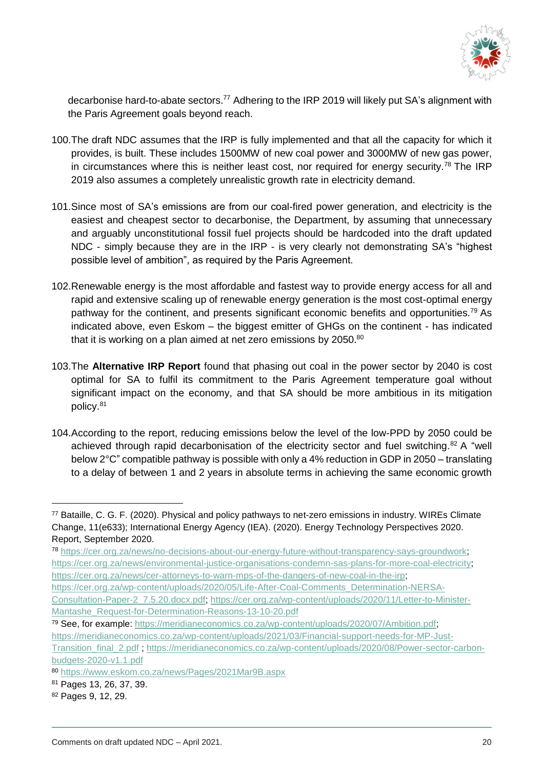decarbonise hard-to-abate sectors.[77] Adhering to the IRP 2019 will likely put SA's alignment with the Paris Agreement goals beyond reach.

100. The draft NDC assumes that the IRP is fully implemented and that all the capacity for which it provides, is built. These includes 1500MW of new coal power and 3000MW of new gas power, in circumstances where this is neither least cost, nor required for energy security.[78] The IRP 2019 also assumes a completely unrealistic growth rate in electricity demand.

101. Since most of SA's emissions are from our coal-fired power generation, and electricity is the easiest and cheapest sector to decarbonise, the Department, by assuming that unnecessary and arguably unconstitutional fossil fuel projects should be hardcoded into the draft updated NDC - simply because they are in the IRP - is very clearly not demonstrating SA's "highest possible level of ambition", as required by the Paris Agreement.

102. Renewable energy is the most affordable and fastest way to provide energy access for all and rapid and extensive scaling up of renewable energy generation is the most cost-optimal energy pathway for the continent, and presents significant economic benefits and opportunities.[79] As indicated above, even Eskom – the biggest emitter of GHGs on the continent - has indicated that it is working on a plan aimed at net zero emissions by 2050.[80]

103. The **Alternative IRP Report** found that phasing out coal in the power sector by 2040 is cost optimal for SA to fulfil its commitment to the Paris Agreement temperature goal without significant impact on the economy, and that SA should be more ambitious in its mitigation policy.[81]

104. According to the report, reducing emissions below the level of the low-PPD by 2050 could be achieved through rapid decarbonisation of the electricity sector and fuel switching.[82] A "well below 2°C" compatible pathway is possible with only a 4% reduction in GDP in 2050 – translating to a delay of between 1 and 2 years in absolute terms in achieving the same economic growth

---

[77] Bataille, C. G. F. (2020). Physical and policy pathways to net-zero emissions in industry. WIREs Climate Change, 11(e633); International Energy Agency (IEA). (2020). Energy Technology Perspectives 2020. Report, September 2020.

[78] https://cer.org.za/news/no-decisions-about-our-energy-future-without-transparency-says-groundwork; https://cer.org.za/news/environmental-justice-organisations-condemn-sas-plans-for-more-coal-electricity; https://cer.org.za/news/cer-attorneys-to-warn-mps-of-the-dangers-of-new-coal-in-the-irp; https://cer.org.za/wp-content/uploads/2020/05/Life-After-Coal-Comments_Determination-NERSA-Consultation-Paper-2_7.5.20.docx.pdf; https://cer.org.za/wp-content/uploads/2020/11/Letter-to-Minister-Mantashe_Request-for-Determination-Reasons-13-10-20.pdf

[79] See, for example: https://meridianeconomics.co.za/wp-content/uploads/2020/07/Ambition.pdf; https://meridianeconomics.co.za/wp-content/uploads/2021/03/Financial-support-needs-for-MP-Just-Transition_final_2.pdf ; https://meridianeconomics.co.za/wp-content/uploads/2020/08/Power-sector-carbon-budgets-2020-v1.1.pdf

[80] https://www.eskom.co.za/news/Pages/2021Mar9B.aspx

[81] Pages 13, 26, 37, 39.

[82] Pages 9, 12, 29.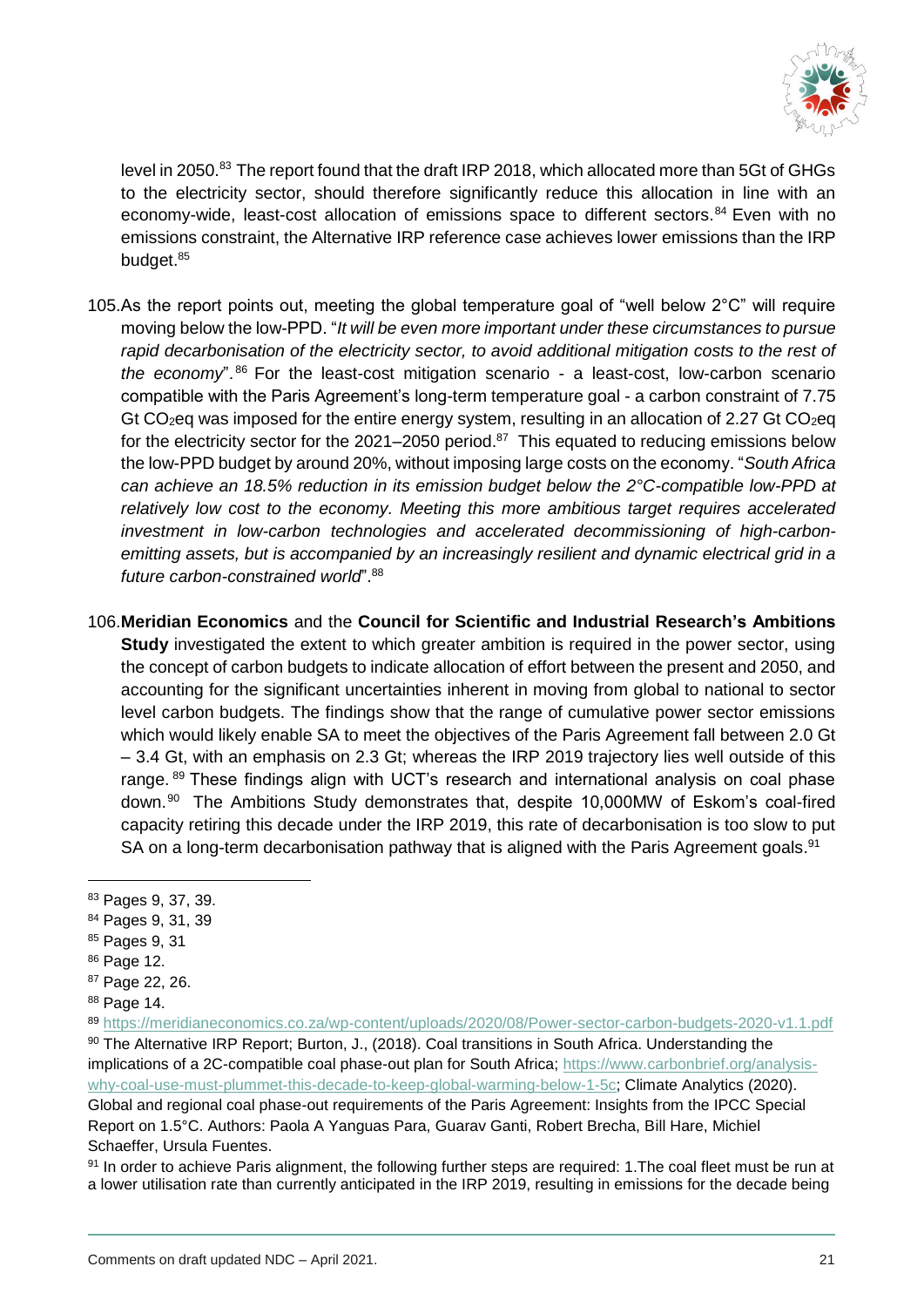level in 2050.[83] The report found that the draft IRP 2018, which allocated more than 5Gt of GHGs to the electricity sector, should therefore significantly reduce this allocation in line with an economy-wide, least-cost allocation of emissions space to different sectors.[84] Even with no emissions constraint, the Alternative IRP reference case achieves lower emissions than the IRP budget.[85]

105. As the report points out, meeting the global temperature goal of "well below 2°C" will require moving below the low-PPD. "*It will be even more important under these circumstances to pursue rapid decarbonisation of the electricity sector, to avoid additional mitigation costs to the rest of the economy*".[86] For the least-cost mitigation scenario - a least-cost, low-carbon scenario compatible with the Paris Agreement's long-term temperature goal - a carbon constraint of 7.75 Gt $CO_2$eq was imposed for the entire energy system, resulting in an allocation of 2.27 Gt $CO_2$eq for the electricity sector for the 2021–2050 period.[87] This equated to reducing emissions below the low-PPD budget by around 20%, without imposing large costs on the economy. "*South Africa can achieve an 18.5% reduction in its emission budget below the 2°C-compatible low-PPD at relatively low cost to the economy. Meeting this more ambitious target requires accelerated investment in low-carbon technologies and accelerated decommissioning of high-carbon-emitting assets, but is accompanied by an increasingly resilient and dynamic electrical grid in a future carbon-constrained world*".[88]

106. **Meridian Economics** and the **Council for Scientific and Industrial Research's Ambitions Study** investigated the extent to which greater ambition is required in the power sector, using the concept of carbon budgets to indicate allocation of effort between the present and 2050, and accounting for the significant uncertainties inherent in moving from global to national to sector level carbon budgets. The findings show that the range of cumulative power sector emissions which would likely enable SA to meet the objectives of the Paris Agreement fall between 2.0 Gt – 3.4 Gt, with an emphasis on 2.3 Gt; whereas the IRP 2019 trajectory lies well outside of this range.[89] These findings align with UCT's research and international analysis on coal phase down.[90] The Ambitions Study demonstrates that, despite 10,000MW of Eskom's coal-fired capacity retiring this decade under the IRP 2019, this rate of decarbonisation is too slow to put SA on a long-term decarbonisation pathway that is aligned with the Paris Agreement goals.[91]

---

[83] Pages 9, 37, 39.

[84] Pages 9, 31, 39

[85] Pages 9, 31

[86] Page 12.

[87] Page 22, 26.

[88] Page 14.

[89] https://meridianeconomics.co.za/wp-content/uploads/2020/08/Power-sector-carbon-budgets-2020-v1.1.pdf

[90] The Alternative IRP Report; Burton, J., (2018). Coal transitions in South Africa. Understanding the implications of a 2C-compatible coal phase-out plan for South Africa; https://www.carbonbrief.org/analysis-why-coal-use-must-plummet-this-decade-to-keep-global-warming-below-1-5c; Climate Analytics (2020). Global and regional coal phase-out requirements of the Paris Agreement: Insights from the IPCC Special Report on 1.5°C. Authors: Paola A Yanguas Para, Guarav Ganti, Robert Brecha, Bill Hare, Michiel Schaeffer, Ursula Fuentes.

[91] In order to achieve Paris alignment, the following further steps are required: 1.The coal fleet must be run at a lower utilisation rate than currently anticipated in the IRP 2019, resulting in emissions for the decade being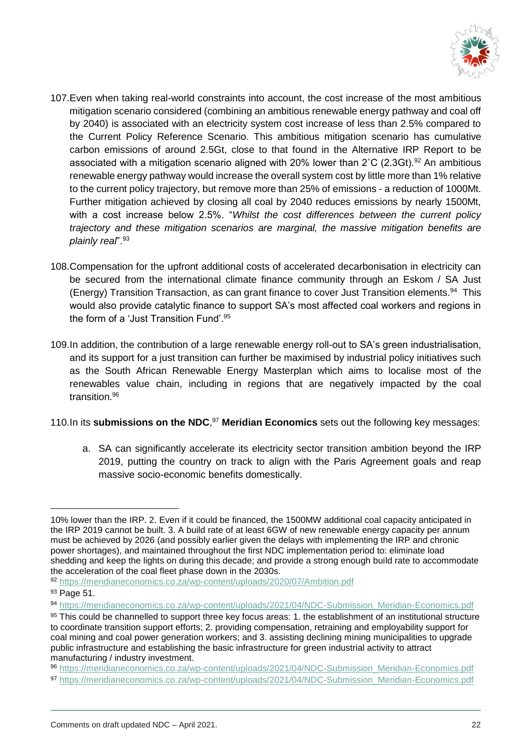107. Even when taking real-world constraints into account, the cost increase of the most ambitious mitigation scenario considered (combining an ambitious renewable energy pathway and coal off by 2040) is associated with an electricity system cost increase of less than 2.5% compared to the Current Policy Reference Scenario. This ambitious mitigation scenario has cumulative carbon emissions of around 2.5Gt, close to that found in the Alternative IRP Report to be associated with a mitigation scenario aligned with 20% lower than 2˚C (2.3Gt).[92] An ambitious renewable energy pathway would increase the overall system cost by little more than 1% relative to the current policy trajectory, but remove more than 25% of emissions - a reduction of 1000Mt. Further mitigation achieved by closing all coal by 2040 reduces emissions by nearly 1500Mt, with a cost increase below 2.5%. "*Whilst the cost differences between the current policy trajectory and these mitigation scenarios are marginal, the massive mitigation benefits are plainly real*".[93]

108. Compensation for the upfront additional costs of accelerated decarbonisation in electricity can be secured from the international climate finance community through an Eskom / SA Just (Energy) Transition Transaction, as can grant finance to cover Just Transition elements.[94] This would also provide catalytic finance to support SA's most affected coal workers and regions in the form of a 'Just Transition Fund'.[95]

109. In addition, the contribution of a large renewable energy roll-out to SA's green industrialisation, and its support for a just transition can further be maximised by industrial policy initiatives such as the South African Renewable Energy Masterplan which aims to localise most of the renewables value chain, including in regions that are negatively impacted by the coal transition.[96]

110. In its **submissions on the NDC**,[97] **Meridian Economics** sets out the following key messages:

a. SA can significantly accelerate its electricity sector transition ambition beyond the IRP 2019, putting the country on track to align with the Paris Agreement goals and reap massive socio-economic benefits domestically.

---

10% lower than the IRP. 2. Even if it could be financed, the 1500MW additional coal capacity anticipated in the IRP 2019 cannot be built. 3. A build rate of at least 6GW of new renewable energy capacity per annum must be achieved by 2026 (and possibly earlier given the delays with implementing the IRP and chronic power shortages), and maintained throughout the first NDC implementation period to: eliminate load shedding and keep the lights on during this decade; and provide a strong enough build rate to accommodate the acceleration of the coal fleet phase down in the 2030s.

[92] https://meridianeconomics.co.za/wp-content/uploads/2020/07/Ambition.pdf

[93] Page 51.

[94] https://meridianeconomics.co.za/wp-content/uploads/2021/04/NDC-Submission_Meridian-Economics.pdf

[95] This could be channelled to support three key focus areas: 1. the establishment of an institutional structure to coordinate transition support efforts; 2. providing compensation, retraining and employability support for coal mining and coal power generation workers; and 3. assisting declining mining municipalities to upgrade public infrastructure and establishing the basic infrastructure for green industrial activity to attract manufacturing / industry investment.

[96] https://meridianeconomics.co.za/wp-content/uploads/2021/04/NDC-Submission_Meridian-Economics.pdf

[97] https://meridianeconomics.co.za/wp-content/uploads/2021/04/NDC-Submission_Meridian-Economics.pdf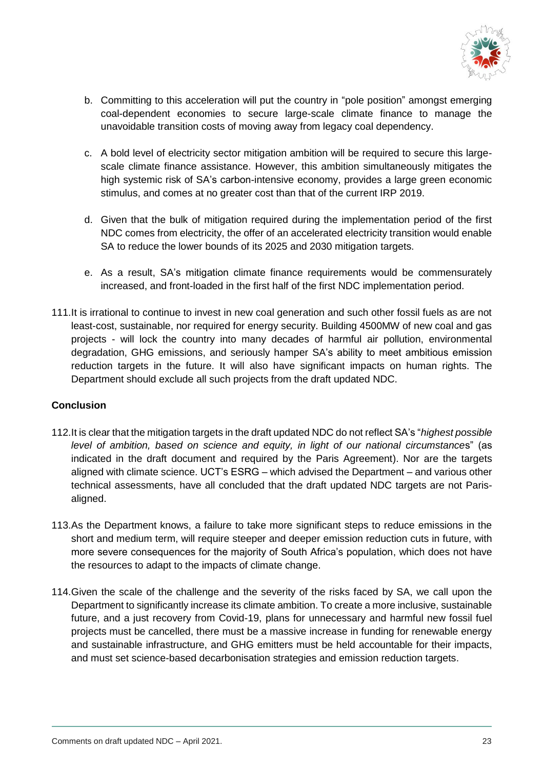b. Committing to this acceleration will put the country in "pole position" amongst emerging coal-dependent economies to secure large-scale climate finance to manage the unavoidable transition costs of moving away from legacy coal dependency.

c. A bold level of electricity sector mitigation ambition will be required to secure this large-scale climate finance assistance. However, this ambition simultaneously mitigates the high systemic risk of SA's carbon-intensive economy, provides a large green economic stimulus, and comes at no greater cost than that of the current IRP 2019.

d. Given that the bulk of mitigation required during the implementation period of the first NDC comes from electricity, the offer of an accelerated electricity transition would enable SA to reduce the lower bounds of its 2025 and 2030 mitigation targets.

e. As a result, SA's mitigation climate finance requirements would be commensurately increased, and front-loaded in the first half of the first NDC implementation period.

111. It is irrational to continue to invest in new coal generation and such other fossil fuels as are not least-cost, sustainable, nor required for energy security. Building 4500MW of new coal and gas projects - will lock the country into many decades of harmful air pollution, environmental degradation, GHG emissions, and seriously hamper SA's ability to meet ambitious emission reduction targets in the future. It will also have significant impacts on human rights. The Department should exclude all such projects from the draft updated NDC.

**Conclusion**

112. It is clear that the mitigation targets in the draft updated NDC do not reflect SA's "*highest possible level of ambition, based on science and equity, in light of our national circumstances*" (as indicated in the draft document and required by the Paris Agreement). Nor are the targets aligned with climate science. UCT's ESRG – which advised the Department – and various other technical assessments, have all concluded that the draft updated NDC targets are not Paris-aligned.

113. As the Department knows, a failure to take more significant steps to reduce emissions in the short and medium term, will require steeper and deeper emission reduction cuts in future, with more severe consequences for the majority of South Africa's population, which does not have the resources to adapt to the impacts of climate change.

114. Given the scale of the challenge and the severity of the risks faced by SA, we call upon the Department to significantly increase its climate ambition. To create a more inclusive, sustainable future, and a just recovery from Covid-19, plans for unnecessary and harmful new fossil fuel projects must be cancelled, there must be a massive increase in funding for renewable energy and sustainable infrastructure, and GHG emitters must be held accountable for their impacts, and must set science-based decarbonisation strategies and emission reduction targets.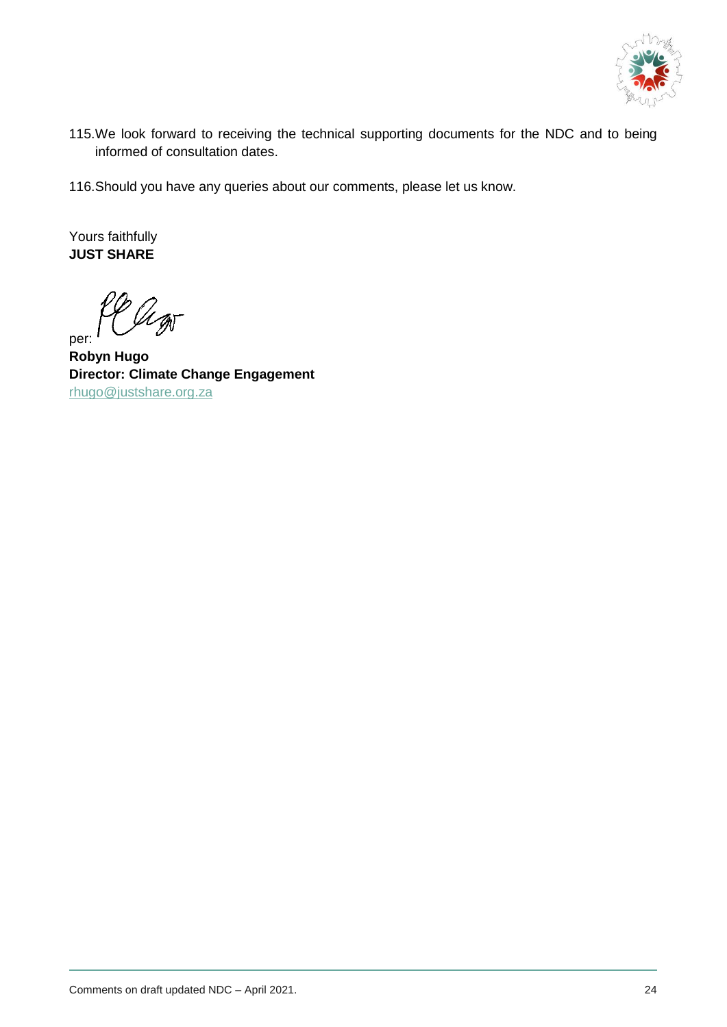115. We look forward to receiving the technical supporting documents for the NDC and to being informed of consultation dates.

116. Should you have any queries about our comments, please let us know.

Yours faithfully
**JUST SHARE**

per:

**Robyn Hugo**
**Director: Climate Change Engagement**
rhugo@justshare.org.za